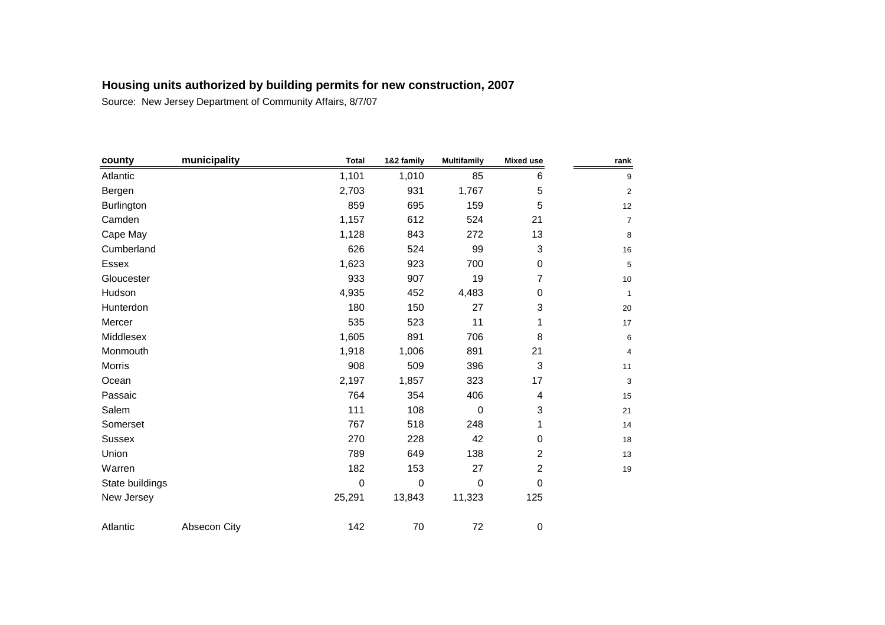**Housing units authorized by building permits for new construction, 2007**

Source: New Jersey Department of Community Affairs, 8/7/07

| county | municipality | Total | 1&2 family | Multifamily | Mixed use | rank |
|---|---|---|---|---|---|---|
| Atlantic | | 1,101 | 1,010 | 85 | 6 | 9 |
| Bergen | | 2,703 | 931 | 1,767 | 5 | 2 |
| Burlington | | 859 | 695 | 159 | 5 | 12 |
| Camden | | 1,157 | 612 | 524 | 21 | 7 |
| Cape May | | 1,128 | 843 | 272 | 13 | 8 |
| Cumberland | | 626 | 524 | 99 | 3 | 16 |
| Essex | | 1,623 | 923 | 700 | 0 | 5 |
| Gloucester | | 933 | 907 | 19 | 7 | 10 |
| Hudson | | 4,935 | 452 | 4,483 | 0 | 1 |
| Hunterdon | | 180 | 150 | 27 | 3 | 20 |
| Mercer | | 535 | 523 | 11 | 1 | 17 |
| Middlesex | | 1,605 | 891 | 706 | 8 | 6 |
| Monmouth | | 1,918 | 1,006 | 891 | 21 | 4 |
| Morris | | 908 | 509 | 396 | 3 | 11 |
| Ocean | | 2,197 | 1,857 | 323 | 17 | 3 |
| Passaic | | 764 | 354 | 406 | 4 | 15 |
| Salem | | 111 | 108 | 0 | 3 | 21 |
| Somerset | | 767 | 518 | 248 | 1 | 14 |
| Sussex | | 270 | 228 | 42 | 0 | 18 |
| Union | | 789 | 649 | 138 | 2 | 13 |
| Warren | | 182 | 153 | 27 | 2 | 19 |
| State buildings | | 0 | 0 | 0 | 0 | |
| New Jersey | | 25,291 | 13,843 | 11,323 | 125 | |
| | | | | | | |
| Atlantic | Absecon City | 142 | 70 | 72 | 0 | |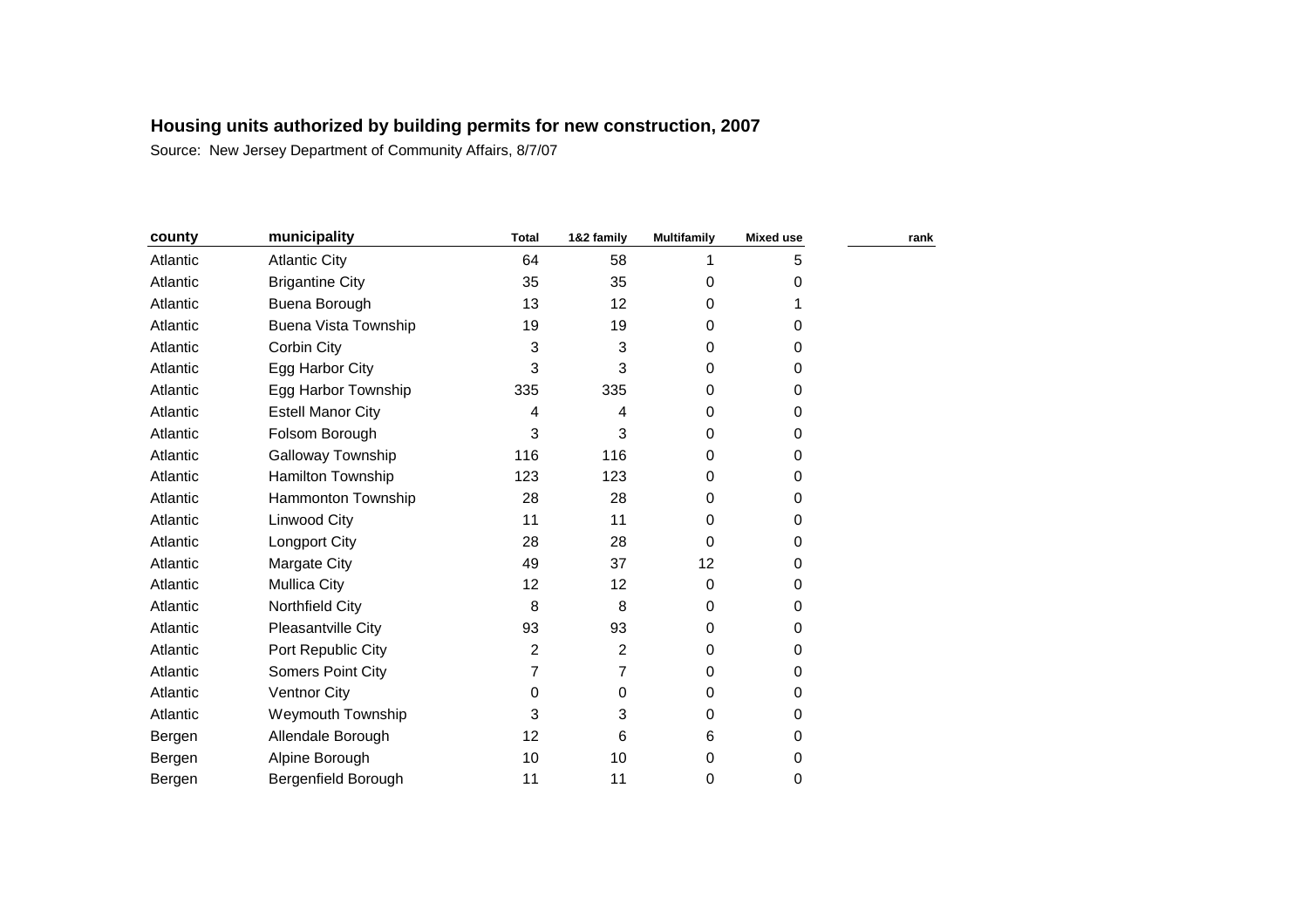**Housing units authorized by building permits for new construction, 2007**

Source: New Jersey Department of Community Affairs, 8/7/07

| county | municipality | Total | 1&2 family | Multifamily | Mixed use | rank |
|---|---|---|---|---|---|---|
| Atlantic | Atlantic City | 64 | 58 | 1 | 5 | |
| Atlantic | Brigantine City | 35 | 35 | 0 | 0 | |
| Atlantic | Buena Borough | 13 | 12 | 0 | 1 | |
| Atlantic | Buena Vista Township | 19 | 19 | 0 | 0 | |
| Atlantic | Corbin City | 3 | 3 | 0 | 0 | |
| Atlantic | Egg Harbor City | 3 | 3 | 0 | 0 | |
| Atlantic | Egg Harbor Township | 335 | 335 | 0 | 0 | |
| Atlantic | Estell Manor City | 4 | 4 | 0 | 0 | |
| Atlantic | Folsom Borough | 3 | 3 | 0 | 0 | |
| Atlantic | Galloway Township | 116 | 116 | 0 | 0 | |
| Atlantic | Hamilton Township | 123 | 123 | 0 | 0 | |
| Atlantic | Hammonton Township | 28 | 28 | 0 | 0 | |
| Atlantic | Linwood City | 11 | 11 | 0 | 0 | |
| Atlantic | Longport City | 28 | 28 | 0 | 0 | |
| Atlantic | Margate City | 49 | 37 | 12 | 0 | |
| Atlantic | Mullica City | 12 | 12 | 0 | 0 | |
| Atlantic | Northfield City | 8 | 8 | 0 | 0 | |
| Atlantic | Pleasantville City | 93 | 93 | 0 | 0 | |
| Atlantic | Port Republic City | 2 | 2 | 0 | 0 | |
| Atlantic | Somers Point City | 7 | 7 | 0 | 0 | |
| Atlantic | Ventnor City | 0 | 0 | 0 | 0 | |
| Atlantic | Weymouth Township | 3 | 3 | 0 | 0 | |
| Bergen | Allendale Borough | 12 | 6 | 6 | 0 | |
| Bergen | Alpine Borough | 10 | 10 | 0 | 0 | |
| Bergen | Bergenfield Borough | 11 | 11 | 0 | 0 | |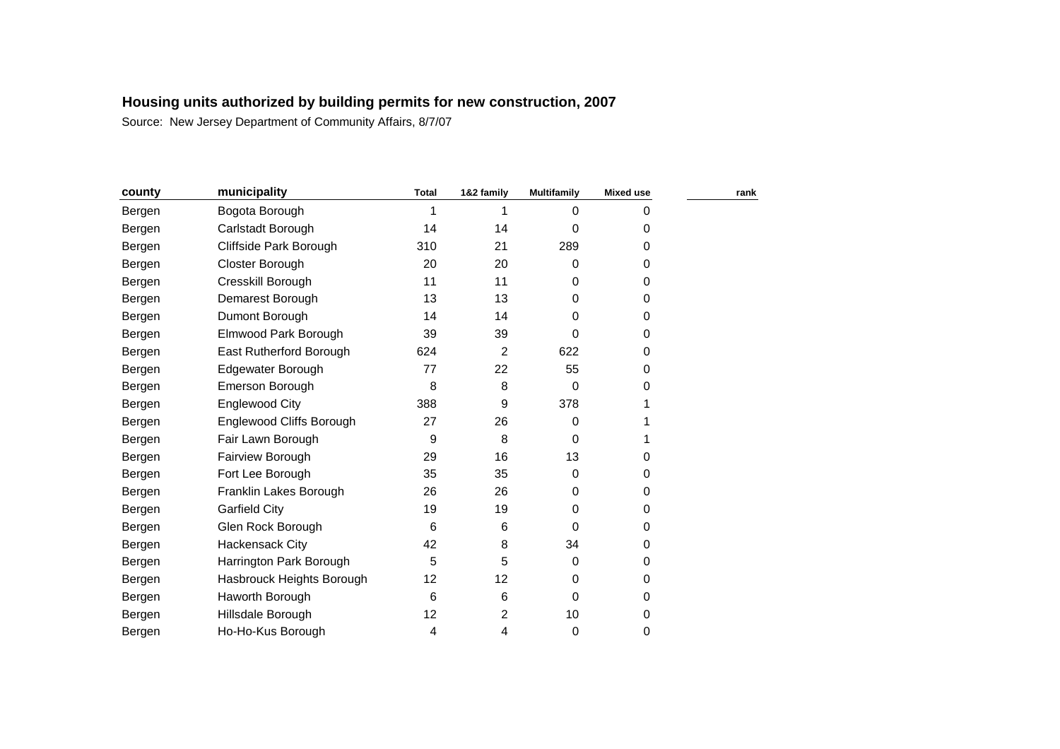**Housing units authorized by building permits for new construction, 2007**

Source: New Jersey Department of Community Affairs, 8/7/07

| county | municipality | Total | 1&2 family | Multifamily | Mixed use | rank |
|---|---|---|---|---|---|---|
| Bergen | Bogota Borough | 1 | 1 | 0 | 0 | |
| Bergen | Carlstadt Borough | 14 | 14 | 0 | 0 | |
| Bergen | Cliffside Park Borough | 310 | 21 | 289 | 0 | |
| Bergen | Closter Borough | 20 | 20 | 0 | 0 | |
| Bergen | Cresskill Borough | 11 | 11 | 0 | 0 | |
| Bergen | Demarest Borough | 13 | 13 | 0 | 0 | |
| Bergen | Dumont Borough | 14 | 14 | 0 | 0 | |
| Bergen | Elmwood Park Borough | 39 | 39 | 0 | 0 | |
| Bergen | East Rutherford Borough | 624 | 2 | 622 | 0 | |
| Bergen | Edgewater Borough | 77 | 22 | 55 | 0 | |
| Bergen | Emerson Borough | 8 | 8 | 0 | 0 | |
| Bergen | Englewood City | 388 | 9 | 378 | 1 | |
| Bergen | Englewood Cliffs Borough | 27 | 26 | 0 | 1 | |
| Bergen | Fair Lawn Borough | 9 | 8 | 0 | 1 | |
| Bergen | Fairview Borough | 29 | 16 | 13 | 0 | |
| Bergen | Fort Lee Borough | 35 | 35 | 0 | 0 | |
| Bergen | Franklin Lakes Borough | 26 | 26 | 0 | 0 | |
| Bergen | Garfield City | 19 | 19 | 0 | 0 | |
| Bergen | Glen Rock Borough | 6 | 6 | 0 | 0 | |
| Bergen | Hackensack City | 42 | 8 | 34 | 0 | |
| Bergen | Harrington Park Borough | 5 | 5 | 0 | 0 | |
| Bergen | Hasbrouck Heights Borough | 12 | 12 | 0 | 0 | |
| Bergen | Haworth Borough | 6 | 6 | 0 | 0 | |
| Bergen | Hillsdale Borough | 12 | 2 | 10 | 0 | |
| Bergen | Ho-Ho-Kus Borough | 4 | 4 | 0 | 0 | |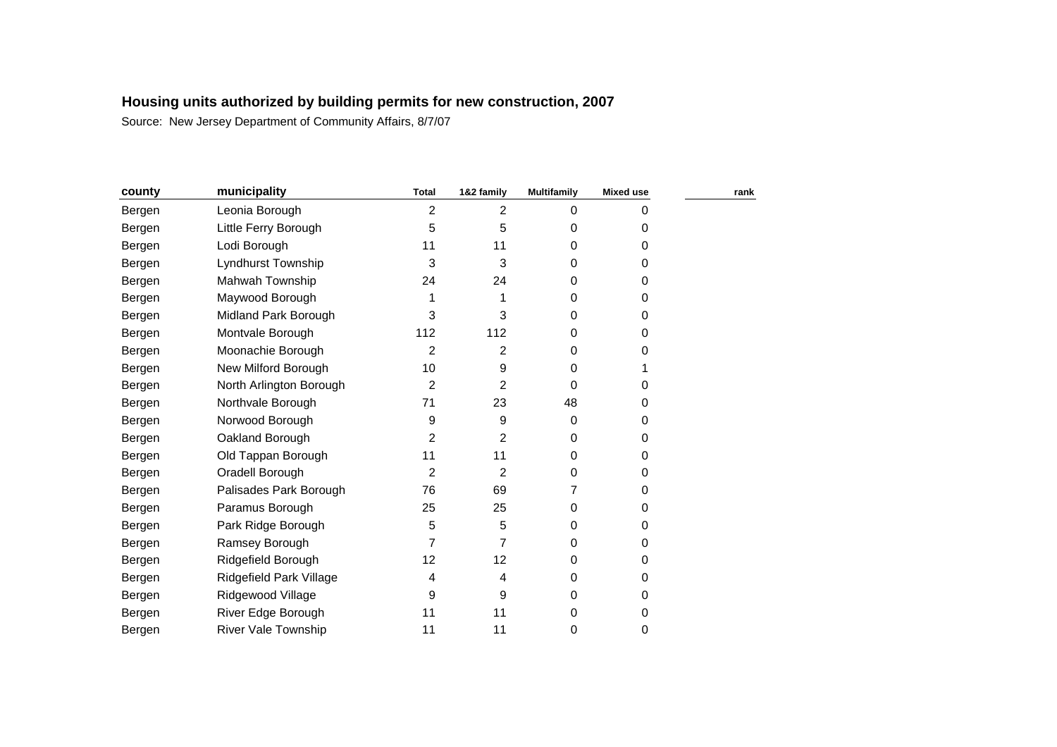**Housing units authorized by building permits for new construction, 2007**

Source: New Jersey Department of Community Affairs, 8/7/07

| county | municipality | Total | 1&2 family | Multifamily | Mixed use | rank |
|---|---|---|---|---|---|---|
| Bergen | Leonia Borough | 2 | 2 | 0 | 0 | |
| Bergen | Little Ferry Borough | 5 | 5 | 0 | 0 | |
| Bergen | Lodi Borough | 11 | 11 | 0 | 0 | |
| Bergen | Lyndhurst Township | 3 | 3 | 0 | 0 | |
| Bergen | Mahwah Township | 24 | 24 | 0 | 0 | |
| Bergen | Maywood Borough | 1 | 1 | 0 | 0 | |
| Bergen | Midland Park Borough | 3 | 3 | 0 | 0 | |
| Bergen | Montvale Borough | 112 | 112 | 0 | 0 | |
| Bergen | Moonachie Borough | 2 | 2 | 0 | 0 | |
| Bergen | New Milford Borough | 10 | 9 | 0 | 1 | |
| Bergen | North Arlington Borough | 2 | 2 | 0 | 0 | |
| Bergen | Northvale Borough | 71 | 23 | 48 | 0 | |
| Bergen | Norwood Borough | 9 | 9 | 0 | 0 | |
| Bergen | Oakland Borough | 2 | 2 | 0 | 0 | |
| Bergen | Old Tappan Borough | 11 | 11 | 0 | 0 | |
| Bergen | Oradell Borough | 2 | 2 | 0 | 0 | |
| Bergen | Palisades Park Borough | 76 | 69 | 7 | 0 | |
| Bergen | Paramus Borough | 25 | 25 | 0 | 0 | |
| Bergen | Park Ridge Borough | 5 | 5 | 0 | 0 | |
| Bergen | Ramsey Borough | 7 | 7 | 0 | 0 | |
| Bergen | Ridgefield Borough | 12 | 12 | 0 | 0 | |
| Bergen | Ridgefield Park Village | 4 | 4 | 0 | 0 | |
| Bergen | Ridgewood Village | 9 | 9 | 0 | 0 | |
| Bergen | River Edge Borough | 11 | 11 | 0 | 0 | |
| Bergen | River Vale Township | 11 | 11 | 0 | 0 | |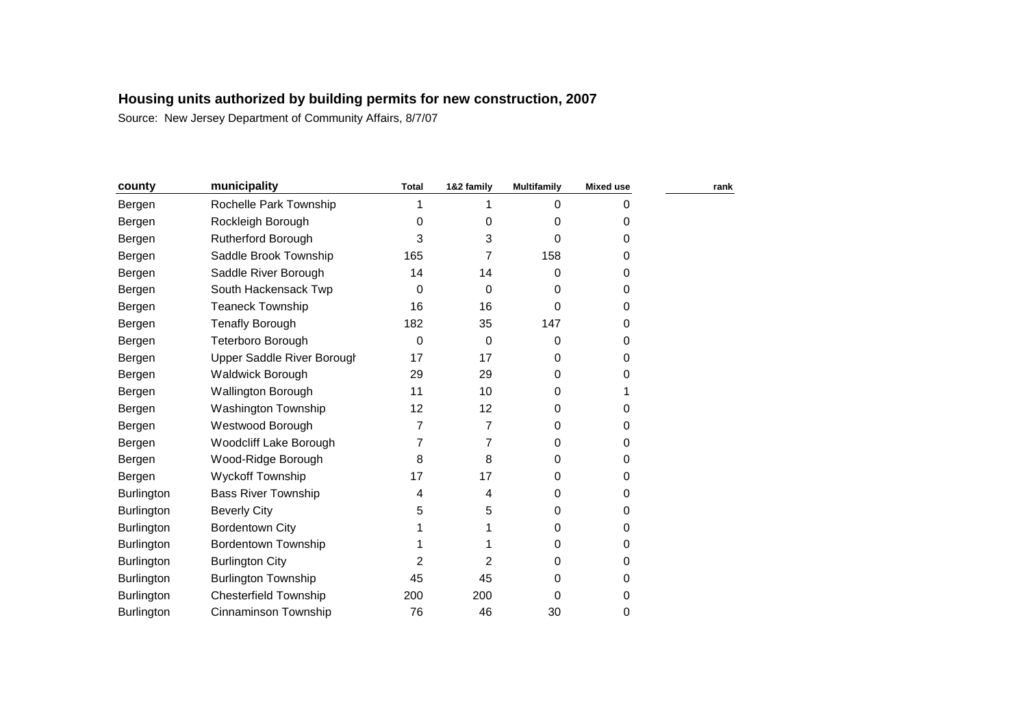# Housing units authorized by building permits for new construction, 2007

Source: New Jersey Department of Community Affairs, 8/7/07

| county | municipality | Total | 1&2 family | Multifamily | Mixed use | rank |
|---|---|---|---|---|---|---|
| Bergen | Rochelle Park Township | 1 | 1 | 0 | 0 | |
| Bergen | Rockleigh Borough | 0 | 0 | 0 | 0 | |
| Bergen | Rutherford Borough | 3 | 3 | 0 | 0 | |
| Bergen | Saddle Brook Township | 165 | 7 | 158 | 0 | |
| Bergen | Saddle River Borough | 14 | 14 | 0 | 0 | |
| Bergen | South Hackensack Twp | 0 | 0 | 0 | 0 | |
| Bergen | Teaneck Township | 16 | 16 | 0 | 0 | |
| Bergen | Tenafly Borough | 182 | 35 | 147 | 0 | |
| Bergen | Teterboro Borough | 0 | 0 | 0 | 0 | |
| Bergen | Upper Saddle River Borough | 17 | 17 | 0 | 0 | |
| Bergen | Waldwick Borough | 29 | 29 | 0 | 0 | |
| Bergen | Wallington Borough | 11 | 10 | 0 | 1 | |
| Bergen | Washington Township | 12 | 12 | 0 | 0 | |
| Bergen | Westwood Borough | 7 | 7 | 0 | 0 | |
| Bergen | Woodcliff Lake Borough | 7 | 7 | 0 | 0 | |
| Bergen | Wood-Ridge Borough | 8 | 8 | 0 | 0 | |
| Bergen | Wyckoff Township | 17 | 17 | 0 | 0 | |
| Burlington | Bass River Township | 4 | 4 | 0 | 0 | |
| Burlington | Beverly City | 5 | 5 | 0 | 0 | |
| Burlington | Bordentown City | 1 | 1 | 0 | 0 | |
| Burlington | Bordentown Township | 1 | 1 | 0 | 0 | |
| Burlington | Burlington City | 2 | 2 | 0 | 0 | |
| Burlington | Burlington Township | 45 | 45 | 0 | 0 | |
| Burlington | Chesterfield Township | 200 | 200 | 0 | 0 | |
| Burlington | Cinnaminson Township | 76 | 46 | 30 | 0 | |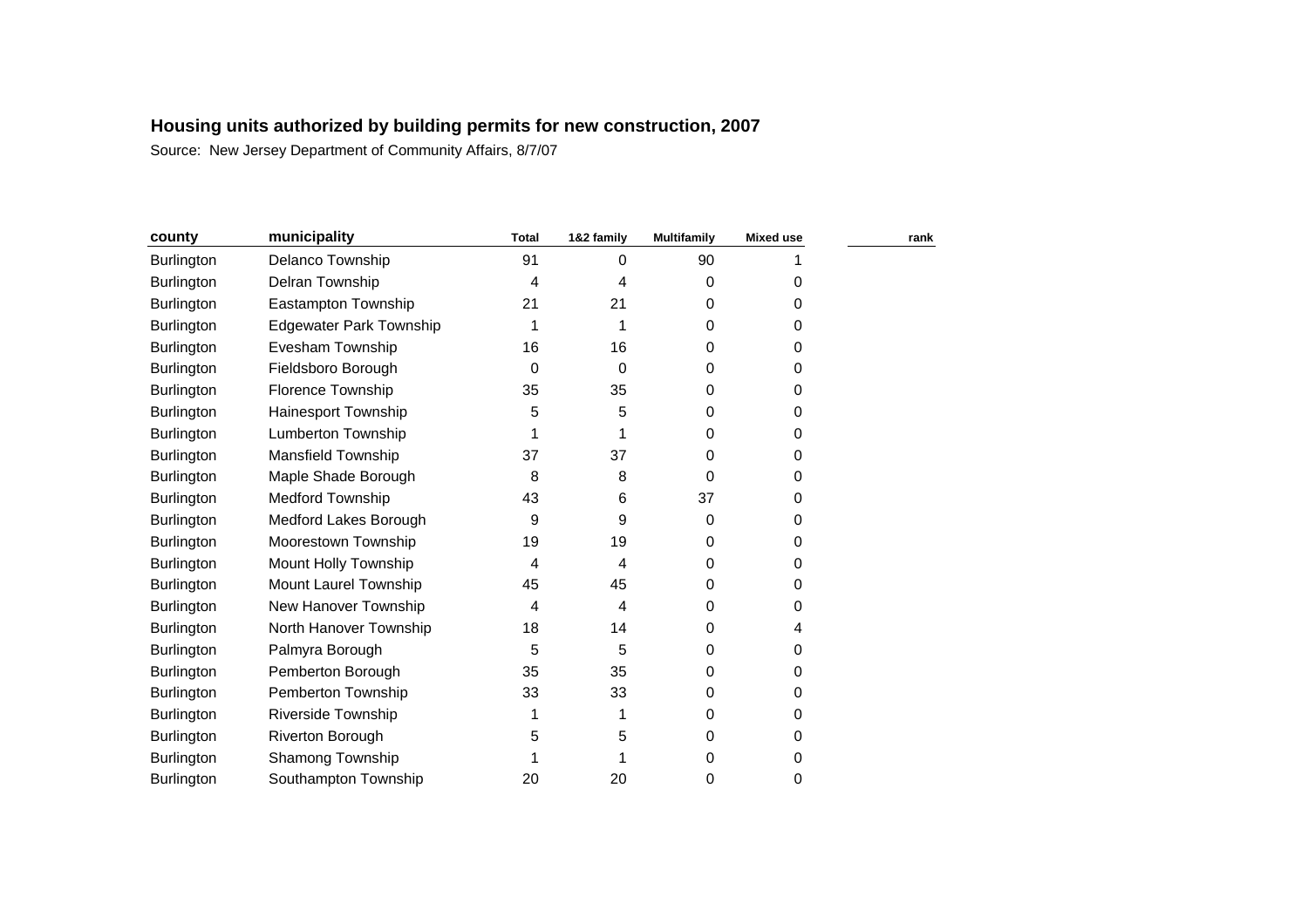**Housing units authorized by building permits for new construction, 2007**

Source: New Jersey Department of Community Affairs, 8/7/07

| county | municipality | Total | 1&2 family | Multifamily | Mixed use | rank |
|---|---|---|---|---|---|---|
| Burlington | Delanco Township | 91 | 0 | 90 | 1 | |
| Burlington | Delran Township | 4 | 4 | 0 | 0 | |
| Burlington | Eastampton Township | 21 | 21 | 0 | 0 | |
| Burlington | Edgewater Park Township | 1 | 1 | 0 | 0 | |
| Burlington | Evesham Township | 16 | 16 | 0 | 0 | |
| Burlington | Fieldsboro Borough | 0 | 0 | 0 | 0 | |
| Burlington | Florence Township | 35 | 35 | 0 | 0 | |
| Burlington | Hainesport Township | 5 | 5 | 0 | 0 | |
| Burlington | Lumberton Township | 1 | 1 | 0 | 0 | |
| Burlington | Mansfield Township | 37 | 37 | 0 | 0 | |
| Burlington | Maple Shade Borough | 8 | 8 | 0 | 0 | |
| Burlington | Medford Township | 43 | 6 | 37 | 0 | |
| Burlington | Medford Lakes Borough | 9 | 9 | 0 | 0 | |
| Burlington | Moorestown Township | 19 | 19 | 0 | 0 | |
| Burlington | Mount Holly Township | 4 | 4 | 0 | 0 | |
| Burlington | Mount Laurel Township | 45 | 45 | 0 | 0 | |
| Burlington | New Hanover Township | 4 | 4 | 0 | 0 | |
| Burlington | North Hanover Township | 18 | 14 | 0 | 4 | |
| Burlington | Palmyra Borough | 5 | 5 | 0 | 0 | |
| Burlington | Pemberton Borough | 35 | 35 | 0 | 0 | |
| Burlington | Pemberton Township | 33 | 33 | 0 | 0 | |
| Burlington | Riverside Township | 1 | 1 | 0 | 0 | |
| Burlington | Riverton Borough | 5 | 5 | 0 | 0 | |
| Burlington | Shamong Township | 1 | 1 | 0 | 0 | |
| Burlington | Southampton Township | 20 | 20 | 0 | 0 | |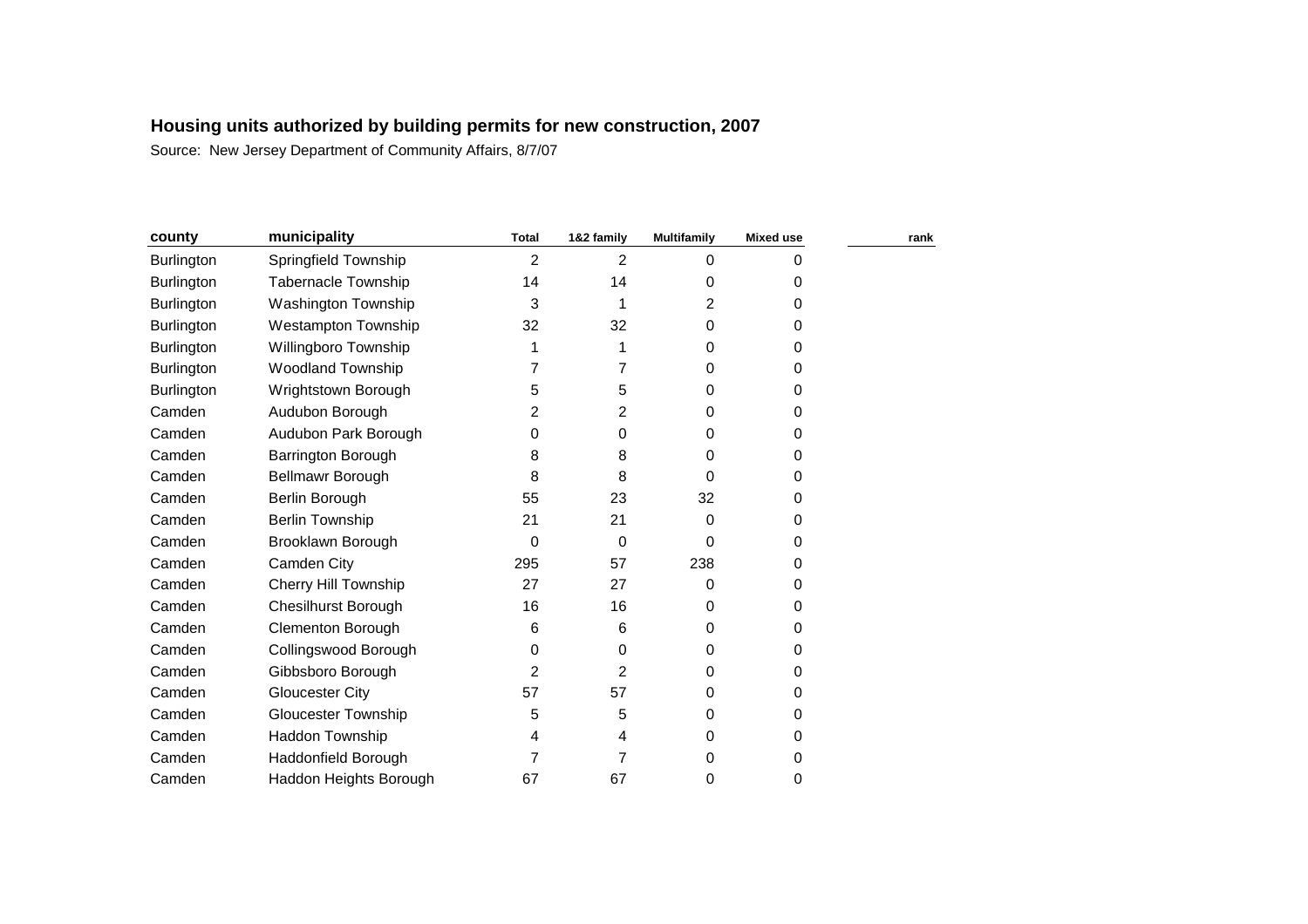**Housing units authorized by building permits for new construction, 2007**

Source: New Jersey Department of Community Affairs, 8/7/07

| county | municipality | Total | 1&2 family | Multifamily | Mixed use | rank |
|---|---|---|---|---|---|---|
| Burlington | Springfield Township | 2 | 2 | 0 | 0 | |
| Burlington | Tabernacle Township | 14 | 14 | 0 | 0 | |
| Burlington | Washington Township | 3 | 1 | 2 | 0 | |
| Burlington | Westampton Township | 32 | 32 | 0 | 0 | |
| Burlington | Willingboro Township | 1 | 1 | 0 | 0 | |
| Burlington | Woodland Township | 7 | 7 | 0 | 0 | |
| Burlington | Wrightstown Borough | 5 | 5 | 0 | 0 | |
| Camden | Audubon Borough | 2 | 2 | 0 | 0 | |
| Camden | Audubon Park Borough | 0 | 0 | 0 | 0 | |
| Camden | Barrington Borough | 8 | 8 | 0 | 0 | |
| Camden | Bellmawr Borough | 8 | 8 | 0 | 0 | |
| Camden | Berlin Borough | 55 | 23 | 32 | 0 | |
| Camden | Berlin Township | 21 | 21 | 0 | 0 | |
| Camden | Brooklawn Borough | 0 | 0 | 0 | 0 | |
| Camden | Camden City | 295 | 57 | 238 | 0 | |
| Camden | Cherry Hill Township | 27 | 27 | 0 | 0 | |
| Camden | Chesilhurst Borough | 16 | 16 | 0 | 0 | |
| Camden | Clementon Borough | 6 | 6 | 0 | 0 | |
| Camden | Collingswood Borough | 0 | 0 | 0 | 0 | |
| Camden | Gibbsboro Borough | 2 | 2 | 0 | 0 | |
| Camden | Gloucester City | 57 | 57 | 0 | 0 | |
| Camden | Gloucester Township | 5 | 5 | 0 | 0 | |
| Camden | Haddon Township | 4 | 4 | 0 | 0 | |
| Camden | Haddonfield Borough | 7 | 7 | 0 | 0 | |
| Camden | Haddon Heights Borough | 67 | 67 | 0 | 0 | |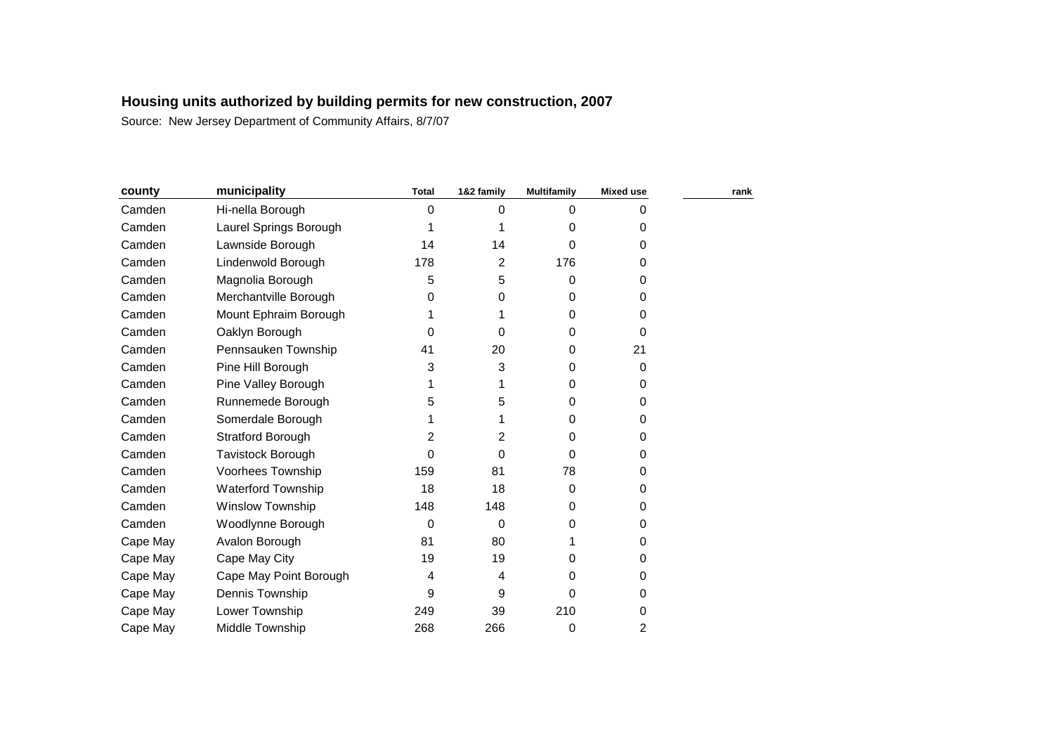# Housing units authorized by building permits for new construction, 2007

Source: New Jersey Department of Community Affairs, 8/7/07

| county | municipality | Total | 1&2 family | Multifamily | Mixed use | rank |
|---|---|---|---|---|---|---|
| Camden | Hi-nella Borough | 0 | 0 | 0 | 0 | |
| Camden | Laurel Springs Borough | 1 | 1 | 0 | 0 | |
| Camden | Lawnside Borough | 14 | 14 | 0 | 0 | |
| Camden | Lindenwold Borough | 178 | 2 | 176 | 0 | |
| Camden | Magnolia Borough | 5 | 5 | 0 | 0 | |
| Camden | Merchantville Borough | 0 | 0 | 0 | 0 | |
| Camden | Mount Ephraim Borough | 1 | 1 | 0 | 0 | |
| Camden | Oaklyn Borough | 0 | 0 | 0 | 0 | |
| Camden | Pennsauken Township | 41 | 20 | 0 | 21 | |
| Camden | Pine Hill Borough | 3 | 3 | 0 | 0 | |
| Camden | Pine Valley Borough | 1 | 1 | 0 | 0 | |
| Camden | Runnemede Borough | 5 | 5 | 0 | 0 | |
| Camden | Somerdale Borough | 1 | 1 | 0 | 0 | |
| Camden | Stratford Borough | 2 | 2 | 0 | 0 | |
| Camden | Tavistock Borough | 0 | 0 | 0 | 0 | |
| Camden | Voorhees Township | 159 | 81 | 78 | 0 | |
| Camden | Waterford Township | 18 | 18 | 0 | 0 | |
| Camden | Winslow Township | 148 | 148 | 0 | 0 | |
| Camden | Woodlynne Borough | 0 | 0 | 0 | 0 | |
| Cape May | Avalon Borough | 81 | 80 | 1 | 0 | |
| Cape May | Cape May City | 19 | 19 | 0 | 0 | |
| Cape May | Cape May Point Borough | 4 | 4 | 0 | 0 | |
| Cape May | Dennis Township | 9 | 9 | 0 | 0 | |
| Cape May | Lower Township | 249 | 39 | 210 | 0 | |
| Cape May | Middle Township | 268 | 266 | 0 | 2 | |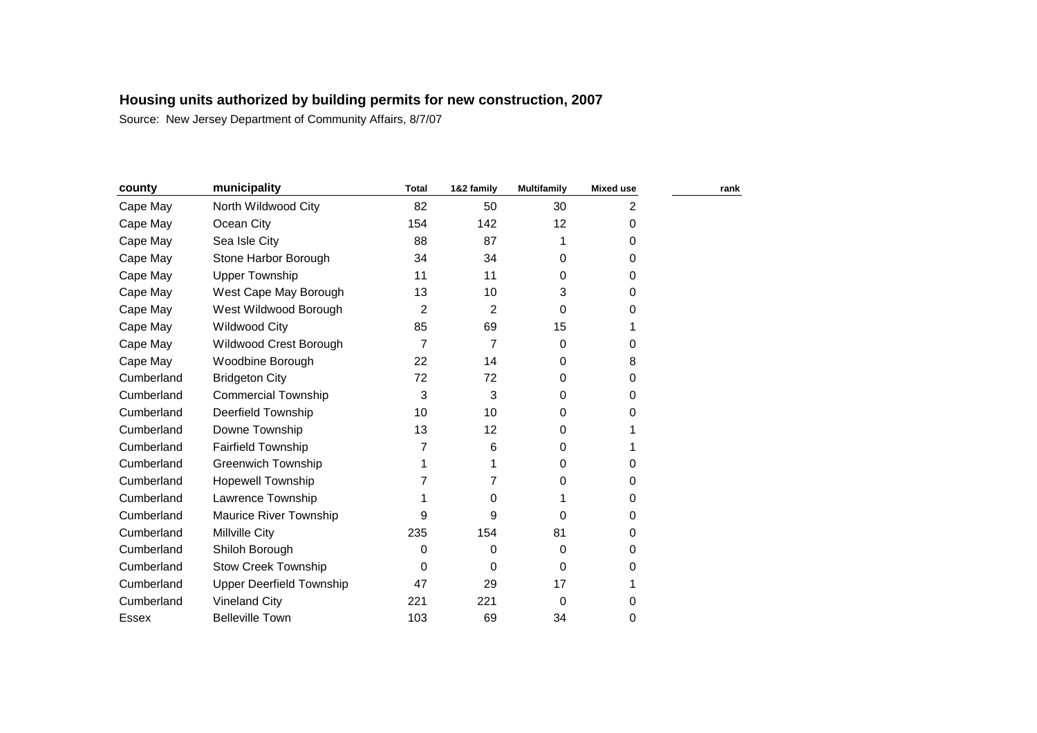# Housing units authorized by building permits for new construction, 2007

Source: New Jersey Department of Community Affairs, 8/7/07

| county | municipality | Total | 1&2 family | Multifamily | Mixed use | rank |
|---|---|---|---|---|---|---|
| Cape May | North Wildwood City | 82 | 50 | 30 | 2 | |
| Cape May | Ocean City | 154 | 142 | 12 | 0 | |
| Cape May | Sea Isle City | 88 | 87 | 1 | 0 | |
| Cape May | Stone Harbor Borough | 34 | 34 | 0 | 0 | |
| Cape May | Upper Township | 11 | 11 | 0 | 0 | |
| Cape May | West Cape May Borough | 13 | 10 | 3 | 0 | |
| Cape May | West Wildwood Borough | 2 | 2 | 0 | 0 | |
| Cape May | Wildwood City | 85 | 69 | 15 | 1 | |
| Cape May | Wildwood Crest Borough | 7 | 7 | 0 | 0 | |
| Cape May | Woodbine Borough | 22 | 14 | 0 | 8 | |
| Cumberland | Bridgeton City | 72 | 72 | 0 | 0 | |
| Cumberland | Commercial Township | 3 | 3 | 0 | 0 | |
| Cumberland | Deerfield Township | 10 | 10 | 0 | 0 | |
| Cumberland | Downe Township | 13 | 12 | 0 | 1 | |
| Cumberland | Fairfield Township | 7 | 6 | 0 | 1 | |
| Cumberland | Greenwich Township | 1 | 1 | 0 | 0 | |
| Cumberland | Hopewell Township | 7 | 7 | 0 | 0 | |
| Cumberland | Lawrence Township | 1 | 0 | 1 | 0 | |
| Cumberland | Maurice River Township | 9 | 9 | 0 | 0 | |
| Cumberland | Millville City | 235 | 154 | 81 | 0 | |
| Cumberland | Shiloh Borough | 0 | 0 | 0 | 0 | |
| Cumberland | Stow Creek Township | 0 | 0 | 0 | 0 | |
| Cumberland | Upper Deerfield Township | 47 | 29 | 17 | 1 | |
| Cumberland | Vineland City | 221 | 221 | 0 | 0 | |
| Essex | Belleville Town | 103 | 69 | 34 | 0 | |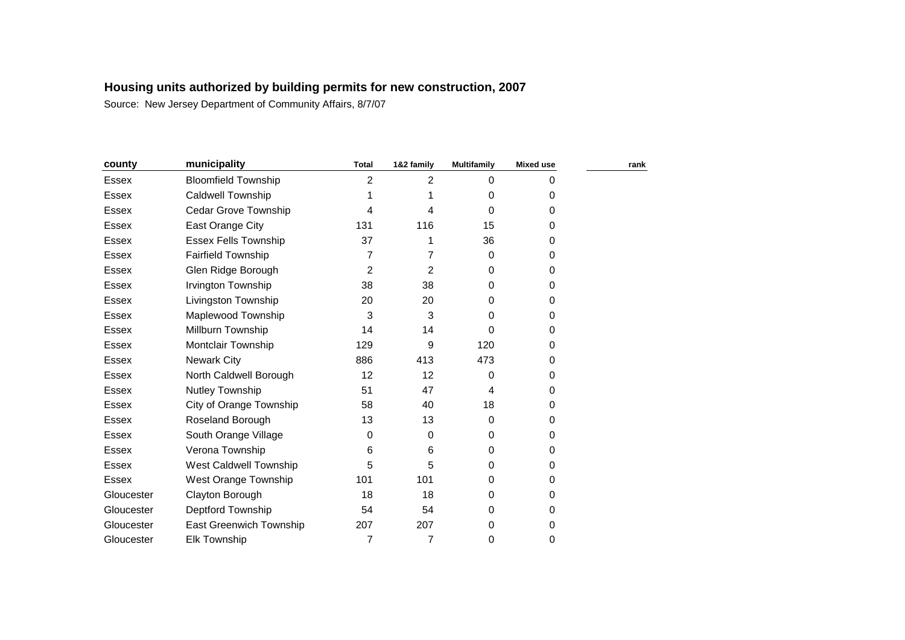**Housing units authorized by building permits for new construction, 2007**

Source: New Jersey Department of Community Affairs, 8/7/07

| county | municipality | Total | 1&2 family | Multifamily | Mixed use | rank |
|---|---|---|---|---|---|---|
| Essex | Bloomfield Township | 2 | 2 | 0 | 0 | |
| Essex | Caldwell Township | 1 | 1 | 0 | 0 | |
| Essex | Cedar Grove Township | 4 | 4 | 0 | 0 | |
| Essex | East Orange City | 131 | 116 | 15 | 0 | |
| Essex | Essex Fells Township | 37 | 1 | 36 | 0 | |
| Essex | Fairfield Township | 7 | 7 | 0 | 0 | |
| Essex | Glen Ridge Borough | 2 | 2 | 0 | 0 | |
| Essex | Irvington Township | 38 | 38 | 0 | 0 | |
| Essex | Livingston Township | 20 | 20 | 0 | 0 | |
| Essex | Maplewood Township | 3 | 3 | 0 | 0 | |
| Essex | Millburn Township | 14 | 14 | 0 | 0 | |
| Essex | Montclair Township | 129 | 9 | 120 | 0 | |
| Essex | Newark City | 886 | 413 | 473 | 0 | |
| Essex | North Caldwell Borough | 12 | 12 | 0 | 0 | |
| Essex | Nutley Township | 51 | 47 | 4 | 0 | |
| Essex | City of Orange Township | 58 | 40 | 18 | 0 | |
| Essex | Roseland Borough | 13 | 13 | 0 | 0 | |
| Essex | South Orange Village | 0 | 0 | 0 | 0 | |
| Essex | Verona Township | 6 | 6 | 0 | 0 | |
| Essex | West Caldwell Township | 5 | 5 | 0 | 0 | |
| Essex | West Orange Township | 101 | 101 | 0 | 0 | |
| Gloucester | Clayton Borough | 18 | 18 | 0 | 0 | |
| Gloucester | Deptford Township | 54 | 54 | 0 | 0 | |
| Gloucester | East Greenwich Township | 207 | 207 | 0 | 0 | |
| Gloucester | Elk Township | 7 | 7 | 0 | 0 | |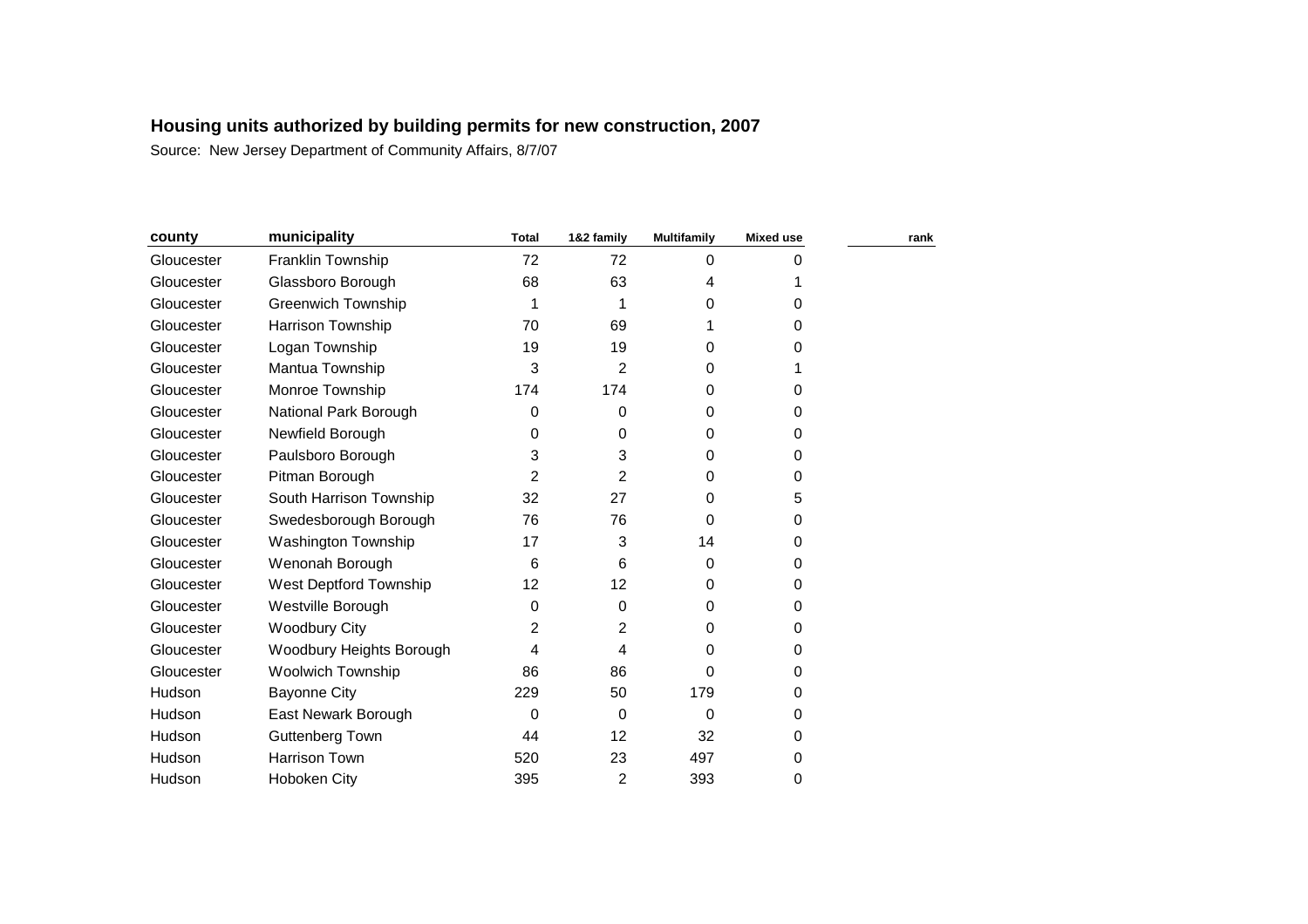**Housing units authorized by building permits for new construction, 2007**

Source: New Jersey Department of Community Affairs, 8/7/07

| county | municipality | Total | 1&2 family | Multifamily | Mixed use | rank |
|---|---|---|---|---|---|---|
| Gloucester | Franklin Township | 72 | 72 | 0 | 0 | |
| Gloucester | Glassboro Borough | 68 | 63 | 4 | 1 | |
| Gloucester | Greenwich Township | 1 | 1 | 0 | 0 | |
| Gloucester | Harrison Township | 70 | 69 | 1 | 0 | |
| Gloucester | Logan Township | 19 | 19 | 0 | 0 | |
| Gloucester | Mantua Township | 3 | 2 | 0 | 1 | |
| Gloucester | Monroe Township | 174 | 174 | 0 | 0 | |
| Gloucester | National Park Borough | 0 | 0 | 0 | 0 | |
| Gloucester | Newfield Borough | 0 | 0 | 0 | 0 | |
| Gloucester | Paulsboro Borough | 3 | 3 | 0 | 0 | |
| Gloucester | Pitman Borough | 2 | 2 | 0 | 0 | |
| Gloucester | South Harrison Township | 32 | 27 | 0 | 5 | |
| Gloucester | Swedesborough Borough | 76 | 76 | 0 | 0 | |
| Gloucester | Washington Township | 17 | 3 | 14 | 0 | |
| Gloucester | Wenonah Borough | 6 | 6 | 0 | 0 | |
| Gloucester | West Deptford Township | 12 | 12 | 0 | 0 | |
| Gloucester | Westville Borough | 0 | 0 | 0 | 0 | |
| Gloucester | Woodbury City | 2 | 2 | 0 | 0 | |
| Gloucester | Woodbury Heights Borough | 4 | 4 | 0 | 0 | |
| Gloucester | Woolwich Township | 86 | 86 | 0 | 0 | |
| Hudson | Bayonne City | 229 | 50 | 179 | 0 | |
| Hudson | East Newark Borough | 0 | 0 | 0 | 0 | |
| Hudson | Guttenberg Town | 44 | 12 | 32 | 0 | |
| Hudson | Harrison Town | 520 | 23 | 497 | 0 | |
| Hudson | Hoboken City | 395 | 2 | 393 | 0 | |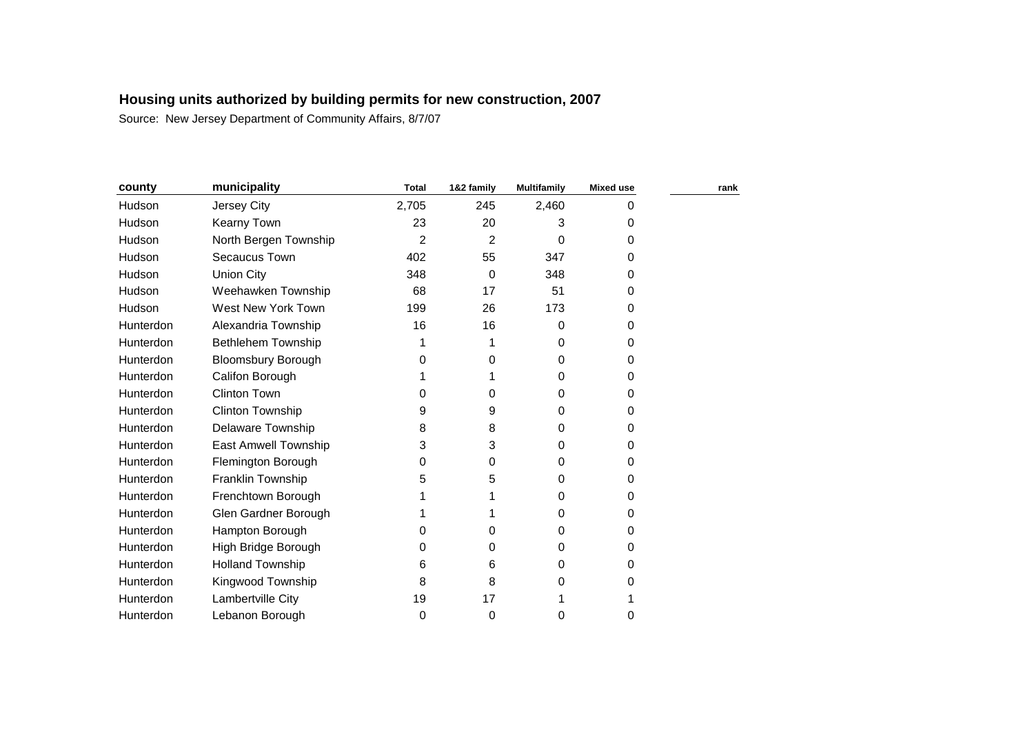**Housing units authorized by building permits for new construction, 2007**

Source: New Jersey Department of Community Affairs, 8/7/07

| county | municipality | Total | 1&2 family | Multifamily | Mixed use | rank |
|---|---|---|---|---|---|---|
| Hudson | Jersey City | 2,705 | 245 | 2,460 | 0 | |
| Hudson | Kearny Town | 23 | 20 | 3 | 0 | |
| Hudson | North Bergen Township | 2 | 2 | 0 | 0 | |
| Hudson | Secaucus Town | 402 | 55 | 347 | 0 | |
| Hudson | Union City | 348 | 0 | 348 | 0 | |
| Hudson | Weehawken Township | 68 | 17 | 51 | 0 | |
| Hudson | West New York Town | 199 | 26 | 173 | 0 | |
| Hunterdon | Alexandria Township | 16 | 16 | 0 | 0 | |
| Hunterdon | Bethlehem Township | 1 | 1 | 0 | 0 | |
| Hunterdon | Bloomsbury Borough | 0 | 0 | 0 | 0 | |
| Hunterdon | Califon Borough | 1 | 1 | 0 | 0 | |
| Hunterdon | Clinton Town | 0 | 0 | 0 | 0 | |
| Hunterdon | Clinton Township | 9 | 9 | 0 | 0 | |
| Hunterdon | Delaware Township | 8 | 8 | 0 | 0 | |
| Hunterdon | East Amwell Township | 3 | 3 | 0 | 0 | |
| Hunterdon | Flemington Borough | 0 | 0 | 0 | 0 | |
| Hunterdon | Franklin Township | 5 | 5 | 0 | 0 | |
| Hunterdon | Frenchtown Borough | 1 | 1 | 0 | 0 | |
| Hunterdon | Glen Gardner Borough | 1 | 1 | 0 | 0 | |
| Hunterdon | Hampton Borough | 0 | 0 | 0 | 0 | |
| Hunterdon | High Bridge Borough | 0 | 0 | 0 | 0 | |
| Hunterdon | Holland Township | 6 | 6 | 0 | 0 | |
| Hunterdon | Kingwood Township | 8 | 8 | 0 | 0 | |
| Hunterdon | Lambertville City | 19 | 17 | 1 | 1 | |
| Hunterdon | Lebanon Borough | 0 | 0 | 0 | 0 | |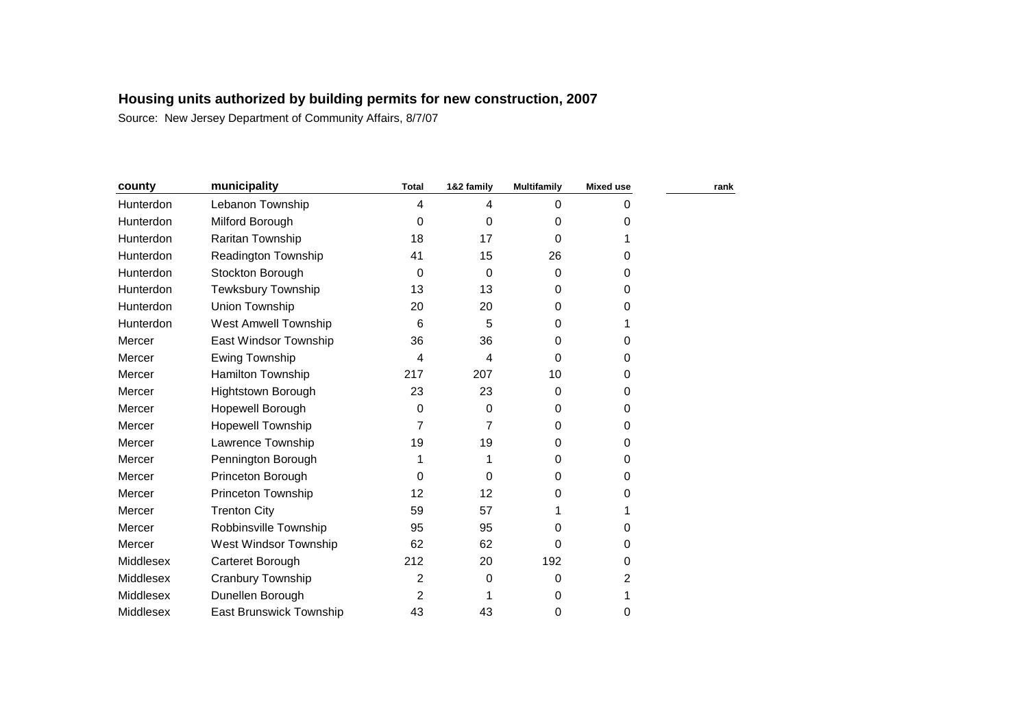**Housing units authorized by building permits for new construction, 2007**

Source: New Jersey Department of Community Affairs, 8/7/07

| county | municipality | Total | 1&2 family | Multifamily | Mixed use | rank |
|---|---|---|---|---|---|---|
| Hunterdon | Lebanon Township | 4 | 4 | 0 | 0 | |
| Hunterdon | Milford Borough | 0 | 0 | 0 | 0 | |
| Hunterdon | Raritan Township | 18 | 17 | 0 | 1 | |
| Hunterdon | Readington Township | 41 | 15 | 26 | 0 | |
| Hunterdon | Stockton Borough | 0 | 0 | 0 | 0 | |
| Hunterdon | Tewksbury Township | 13 | 13 | 0 | 0 | |
| Hunterdon | Union Township | 20 | 20 | 0 | 0 | |
| Hunterdon | West Amwell Township | 6 | 5 | 0 | 1 | |
| Mercer | East Windsor Township | 36 | 36 | 0 | 0 | |
| Mercer | Ewing Township | 4 | 4 | 0 | 0 | |
| Mercer | Hamilton Township | 217 | 207 | 10 | 0 | |
| Mercer | Hightstown Borough | 23 | 23 | 0 | 0 | |
| Mercer | Hopewell Borough | 0 | 0 | 0 | 0 | |
| Mercer | Hopewell Township | 7 | 7 | 0 | 0 | |
| Mercer | Lawrence Township | 19 | 19 | 0 | 0 | |
| Mercer | Pennington Borough | 1 | 1 | 0 | 0 | |
| Mercer | Princeton Borough | 0 | 0 | 0 | 0 | |
| Mercer | Princeton Township | 12 | 12 | 0 | 0 | |
| Mercer | Trenton City | 59 | 57 | 1 | 1 | |
| Mercer | Robbinsville Township | 95 | 95 | 0 | 0 | |
| Mercer | West Windsor Township | 62 | 62 | 0 | 0 | |
| Middlesex | Carteret Borough | 212 | 20 | 192 | 0 | |
| Middlesex | Cranbury Township | 2 | 0 | 0 | 2 | |
| Middlesex | Dunellen Borough | 2 | 1 | 0 | 1 | |
| Middlesex | East Brunswick Township | 43 | 43 | 0 | 0 | |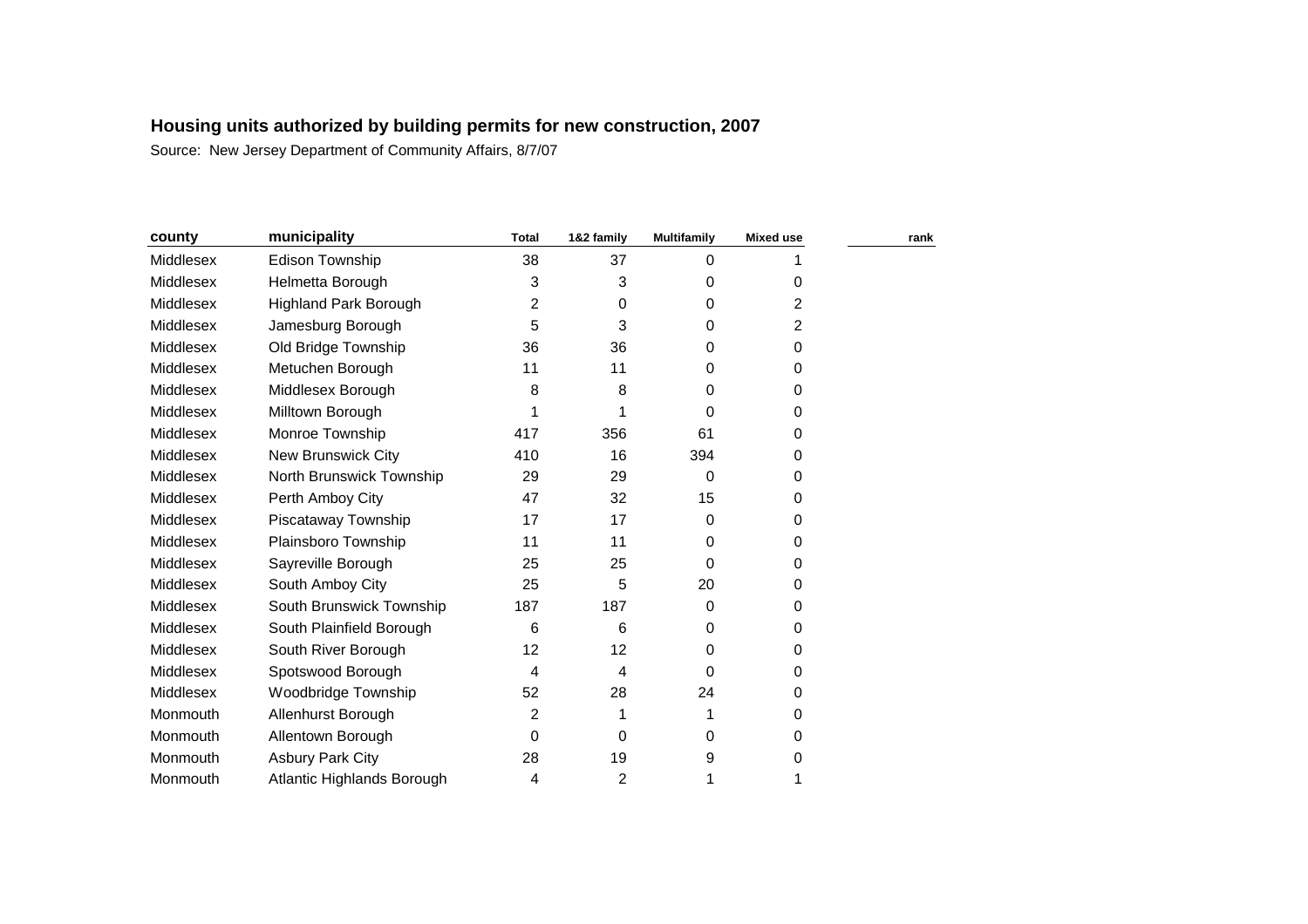# Housing units authorized by building permits for new construction, 2007

Source: New Jersey Department of Community Affairs, 8/7/07

| county | municipality | Total | 1&2 family | Multifamily | Mixed use | rank |
|---|---|---|---|---|---|---|
| Middlesex | Edison Township | 38 | 37 | 0 | 1 | |
| Middlesex | Helmetta Borough | 3 | 3 | 0 | 0 | |
| Middlesex | Highland Park Borough | 2 | 0 | 0 | 2 | |
| Middlesex | Jamesburg Borough | 5 | 3 | 0 | 2 | |
| Middlesex | Old Bridge Township | 36 | 36 | 0 | 0 | |
| Middlesex | Metuchen Borough | 11 | 11 | 0 | 0 | |
| Middlesex | Middlesex Borough | 8 | 8 | 0 | 0 | |
| Middlesex | Milltown Borough | 1 | 1 | 0 | 0 | |
| Middlesex | Monroe Township | 417 | 356 | 61 | 0 | |
| Middlesex | New Brunswick City | 410 | 16 | 394 | 0 | |
| Middlesex | North Brunswick Township | 29 | 29 | 0 | 0 | |
| Middlesex | Perth Amboy City | 47 | 32 | 15 | 0 | |
| Middlesex | Piscataway Township | 17 | 17 | 0 | 0 | |
| Middlesex | Plainsboro Township | 11 | 11 | 0 | 0 | |
| Middlesex | Sayreville Borough | 25 | 25 | 0 | 0 | |
| Middlesex | South Amboy City | 25 | 5 | 20 | 0 | |
| Middlesex | South Brunswick Township | 187 | 187 | 0 | 0 | |
| Middlesex | South Plainfield Borough | 6 | 6 | 0 | 0 | |
| Middlesex | South River Borough | 12 | 12 | 0 | 0 | |
| Middlesex | Spotswood Borough | 4 | 4 | 0 | 0 | |
| Middlesex | Woodbridge Township | 52 | 28 | 24 | 0 | |
| Monmouth | Allenhurst Borough | 2 | 1 | 1 | 0 | |
| Monmouth | Allentown Borough | 0 | 0 | 0 | 0 | |
| Monmouth | Asbury Park City | 28 | 19 | 9 | 0 | |
| Monmouth | Atlantic Highlands Borough | 4 | 2 | 1 | 1 | |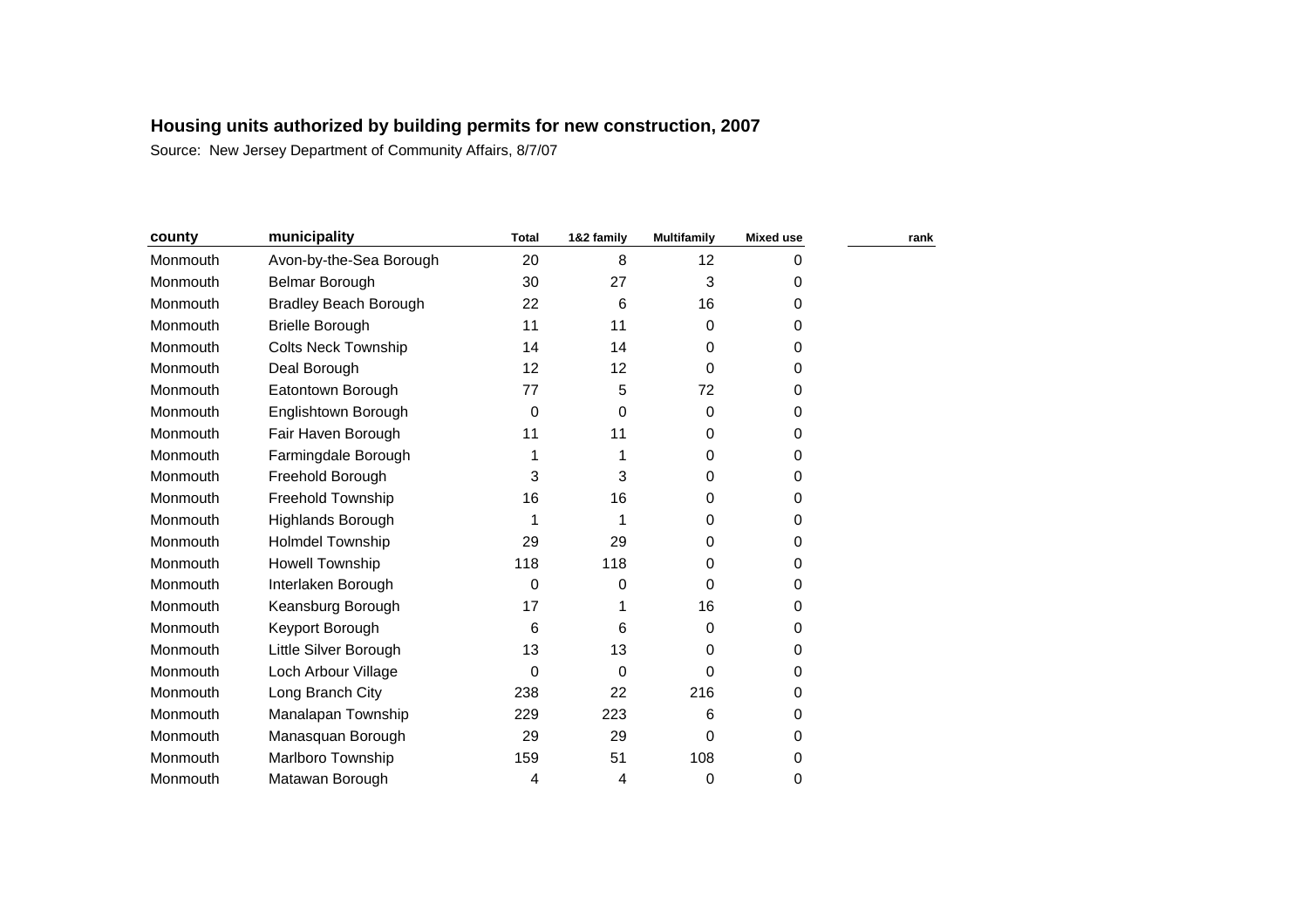**Housing units authorized by building permits for new construction, 2007**

Source: New Jersey Department of Community Affairs, 8/7/07

| county | municipality | Total | 1&2 family | Multifamily | Mixed use | rank |
|---|---|---|---|---|---|---|
| Monmouth | Avon-by-the-Sea Borough | 20 | 8 | 12 | 0 | |
| Monmouth | Belmar Borough | 30 | 27 | 3 | 0 | |
| Monmouth | Bradley Beach Borough | 22 | 6 | 16 | 0 | |
| Monmouth | Brielle Borough | 11 | 11 | 0 | 0 | |
| Monmouth | Colts Neck Township | 14 | 14 | 0 | 0 | |
| Monmouth | Deal Borough | 12 | 12 | 0 | 0 | |
| Monmouth | Eatontown Borough | 77 | 5 | 72 | 0 | |
| Monmouth | Englishtown Borough | 0 | 0 | 0 | 0 | |
| Monmouth | Fair Haven Borough | 11 | 11 | 0 | 0 | |
| Monmouth | Farmingdale Borough | 1 | 1 | 0 | 0 | |
| Monmouth | Freehold Borough | 3 | 3 | 0 | 0 | |
| Monmouth | Freehold Township | 16 | 16 | 0 | 0 | |
| Monmouth | Highlands Borough | 1 | 1 | 0 | 0 | |
| Monmouth | Holmdel Township | 29 | 29 | 0 | 0 | |
| Monmouth | Howell Township | 118 | 118 | 0 | 0 | |
| Monmouth | Interlaken Borough | 0 | 0 | 0 | 0 | |
| Monmouth | Keansburg Borough | 17 | 1 | 16 | 0 | |
| Monmouth | Keyport Borough | 6 | 6 | 0 | 0 | |
| Monmouth | Little Silver Borough | 13 | 13 | 0 | 0 | |
| Monmouth | Loch Arbour Village | 0 | 0 | 0 | 0 | |
| Monmouth | Long Branch City | 238 | 22 | 216 | 0 | |
| Monmouth | Manalapan Township | 229 | 223 | 6 | 0 | |
| Monmouth | Manasquan Borough | 29 | 29 | 0 | 0 | |
| Monmouth | Marlboro Township | 159 | 51 | 108 | 0 | |
| Monmouth | Matawan Borough | 4 | 4 | 0 | 0 | |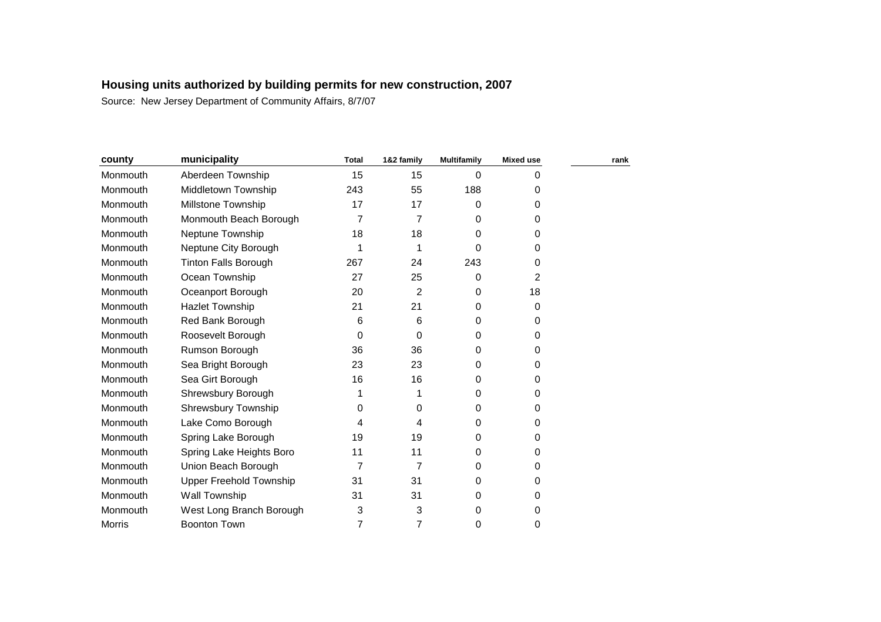## Housing units authorized by building permits for new construction, 2007

Source: New Jersey Department of Community Affairs, 8/7/07

| county | municipality | Total | 1&2 family | Multifamily | Mixed use | rank |
|---|---|---|---|---|---|---|
| Monmouth | Aberdeen Township | 15 | 15 | 0 | 0 | |
| Monmouth | Middletown Township | 243 | 55 | 188 | 0 | |
| Monmouth | Millstone Township | 17 | 17 | 0 | 0 | |
| Monmouth | Monmouth Beach Borough | 7 | 7 | 0 | 0 | |
| Monmouth | Neptune Township | 18 | 18 | 0 | 0 | |
| Monmouth | Neptune City Borough | 1 | 1 | 0 | 0 | |
| Monmouth | Tinton Falls Borough | 267 | 24 | 243 | 0 | |
| Monmouth | Ocean Township | 27 | 25 | 0 | 2 | |
| Monmouth | Oceanport Borough | 20 | 2 | 0 | 18 | |
| Monmouth | Hazlet Township | 21 | 21 | 0 | 0 | |
| Monmouth | Red Bank Borough | 6 | 6 | 0 | 0 | |
| Monmouth | Roosevelt Borough | 0 | 0 | 0 | 0 | |
| Monmouth | Rumson Borough | 36 | 36 | 0 | 0 | |
| Monmouth | Sea Bright Borough | 23 | 23 | 0 | 0 | |
| Monmouth | Sea Girt Borough | 16 | 16 | 0 | 0 | |
| Monmouth | Shrewsbury Borough | 1 | 1 | 0 | 0 | |
| Monmouth | Shrewsbury Township | 0 | 0 | 0 | 0 | |
| Monmouth | Lake Como Borough | 4 | 4 | 0 | 0 | |
| Monmouth | Spring Lake Borough | 19 | 19 | 0 | 0 | |
| Monmouth | Spring Lake Heights Boro | 11 | 11 | 0 | 0 | |
| Monmouth | Union Beach Borough | 7 | 7 | 0 | 0 | |
| Monmouth | Upper Freehold Township | 31 | 31 | 0 | 0 | |
| Monmouth | Wall Township | 31 | 31 | 0 | 0 | |
| Monmouth | West Long Branch Borough | 3 | 3 | 0 | 0 | |
| Morris | Boonton Town | 7 | 7 | 0 | 0 | |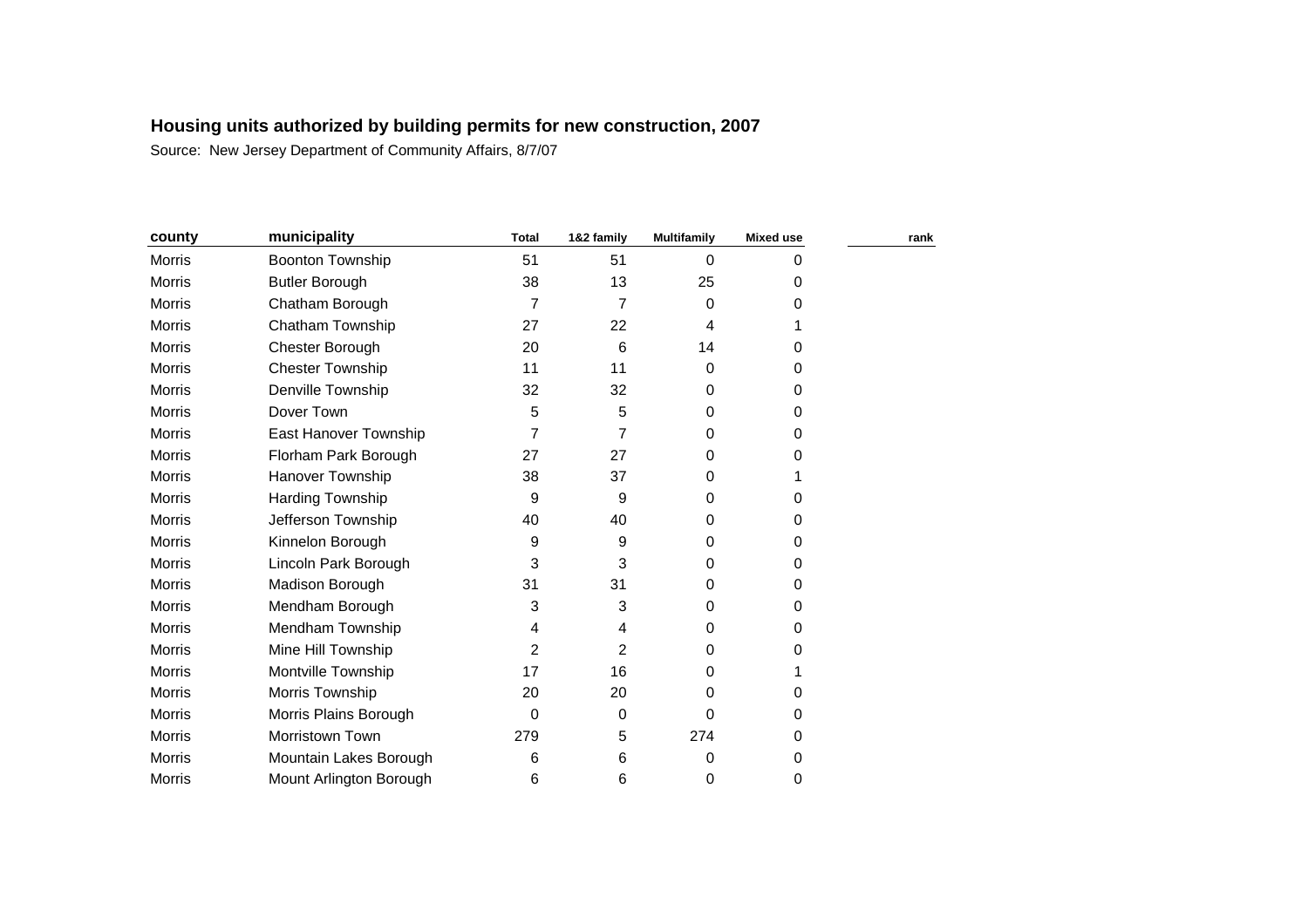**Housing units authorized by building permits for new construction, 2007**

Source: New Jersey Department of Community Affairs, 8/7/07

| county | municipality | Total | 1&2 family | Multifamily | Mixed use | rank |
|---|---|---|---|---|---|---|
| Morris | Boonton Township | 51 | 51 | 0 | 0 | |
| Morris | Butler Borough | 38 | 13 | 25 | 0 | |
| Morris | Chatham Borough | 7 | 7 | 0 | 0 | |
| Morris | Chatham Township | 27 | 22 | 4 | 1 | |
| Morris | Chester Borough | 20 | 6 | 14 | 0 | |
| Morris | Chester Township | 11 | 11 | 0 | 0 | |
| Morris | Denville Township | 32 | 32 | 0 | 0 | |
| Morris | Dover Town | 5 | 5 | 0 | 0 | |
| Morris | East Hanover Township | 7 | 7 | 0 | 0 | |
| Morris | Florham Park Borough | 27 | 27 | 0 | 0 | |
| Morris | Hanover Township | 38 | 37 | 0 | 1 | |
| Morris | Harding Township | 9 | 9 | 0 | 0 | |
| Morris | Jefferson Township | 40 | 40 | 0 | 0 | |
| Morris | Kinnelon Borough | 9 | 9 | 0 | 0 | |
| Morris | Lincoln Park Borough | 3 | 3 | 0 | 0 | |
| Morris | Madison Borough | 31 | 31 | 0 | 0 | |
| Morris | Mendham Borough | 3 | 3 | 0 | 0 | |
| Morris | Mendham Township | 4 | 4 | 0 | 0 | |
| Morris | Mine Hill Township | 2 | 2 | 0 | 0 | |
| Morris | Montville Township | 17 | 16 | 0 | 1 | |
| Morris | Morris Township | 20 | 20 | 0 | 0 | |
| Morris | Morris Plains Borough | 0 | 0 | 0 | 0 | |
| Morris | Morristown Town | 279 | 5 | 274 | 0 | |
| Morris | Mountain Lakes Borough | 6 | 6 | 0 | 0 | |
| Morris | Mount Arlington Borough | 6 | 6 | 0 | 0 | |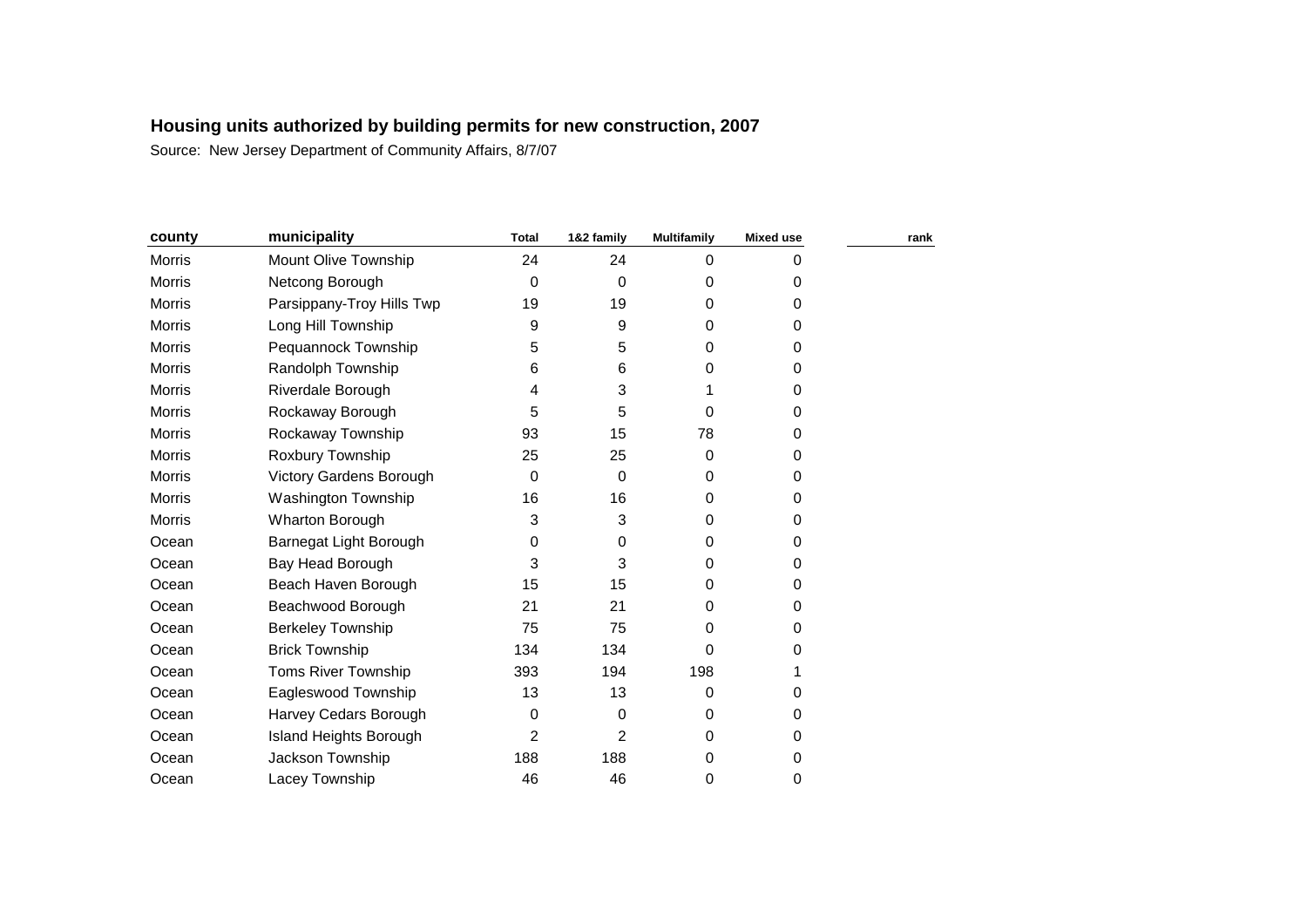## Housing units authorized by building permits for new construction, 2007

Source: New Jersey Department of Community Affairs, 8/7/07

| county | municipality | Total | 1&2 family | Multifamily | Mixed use | rank |
|---|---|---|---|---|---|---|
| Morris | Mount Olive Township | 24 | 24 | 0 | 0 | |
| Morris | Netcong Borough | 0 | 0 | 0 | 0 | |
| Morris | Parsippany-Troy Hills Twp | 19 | 19 | 0 | 0 | |
| Morris | Long Hill Township | 9 | 9 | 0 | 0 | |
| Morris | Pequannock Township | 5 | 5 | 0 | 0 | |
| Morris | Randolph Township | 6 | 6 | 0 | 0 | |
| Morris | Riverdale Borough | 4 | 3 | 1 | 0 | |
| Morris | Rockaway Borough | 5 | 5 | 0 | 0 | |
| Morris | Rockaway Township | 93 | 15 | 78 | 0 | |
| Morris | Roxbury Township | 25 | 25 | 0 | 0 | |
| Morris | Victory Gardens Borough | 0 | 0 | 0 | 0 | |
| Morris | Washington Township | 16 | 16 | 0 | 0 | |
| Morris | Wharton Borough | 3 | 3 | 0 | 0 | |
| Ocean | Barnegat Light Borough | 0 | 0 | 0 | 0 | |
| Ocean | Bay Head Borough | 3 | 3 | 0 | 0 | |
| Ocean | Beach Haven Borough | 15 | 15 | 0 | 0 | |
| Ocean | Beachwood Borough | 21 | 21 | 0 | 0 | |
| Ocean | Berkeley Township | 75 | 75 | 0 | 0 | |
| Ocean | Brick Township | 134 | 134 | 0 | 0 | |
| Ocean | Toms River Township | 393 | 194 | 198 | 1 | |
| Ocean | Eagleswood Township | 13 | 13 | 0 | 0 | |
| Ocean | Harvey Cedars Borough | 0 | 0 | 0 | 0 | |
| Ocean | Island Heights Borough | 2 | 2 | 0 | 0 | |
| Ocean | Jackson Township | 188 | 188 | 0 | 0 | |
| Ocean | Lacey Township | 46 | 46 | 0 | 0 | |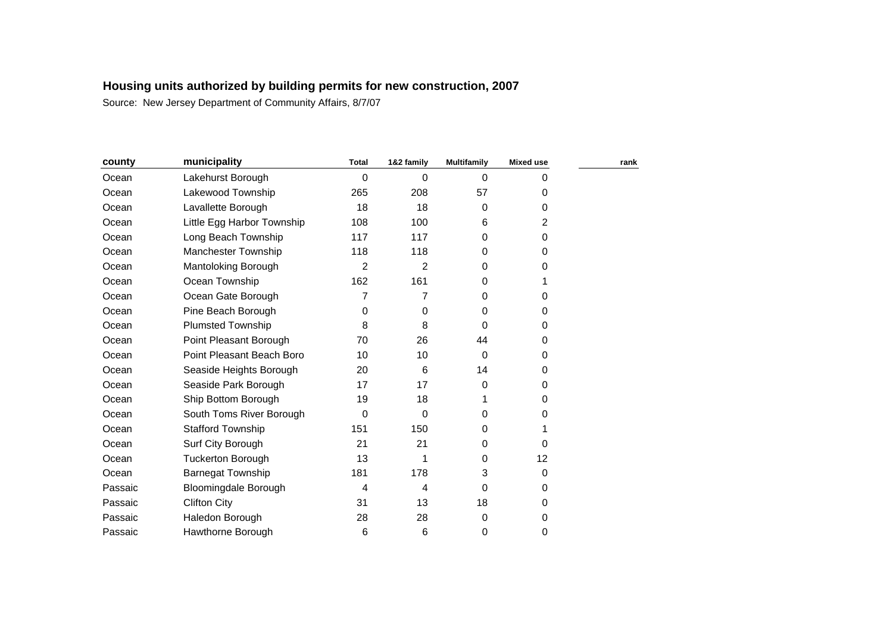**Housing units authorized by building permits for new construction, 2007**

Source: New Jersey Department of Community Affairs, 8/7/07

| county | municipality | Total | 1&2 family | Multifamily | Mixed use | rank |
|---|---|---|---|---|---|---|
| Ocean | Lakehurst Borough | 0 | 0 | 0 | 0 | |
| Ocean | Lakewood Township | 265 | 208 | 57 | 0 | |
| Ocean | Lavallette Borough | 18 | 18 | 0 | 0 | |
| Ocean | Little Egg Harbor Township | 108 | 100 | 6 | 2 | |
| Ocean | Long Beach Township | 117 | 117 | 0 | 0 | |
| Ocean | Manchester Township | 118 | 118 | 0 | 0 | |
| Ocean | Mantoloking Borough | 2 | 2 | 0 | 0 | |
| Ocean | Ocean Township | 162 | 161 | 0 | 1 | |
| Ocean | Ocean Gate Borough | 7 | 7 | 0 | 0 | |
| Ocean | Pine Beach Borough | 0 | 0 | 0 | 0 | |
| Ocean | Plumsted Township | 8 | 8 | 0 | 0 | |
| Ocean | Point Pleasant Borough | 70 | 26 | 44 | 0 | |
| Ocean | Point Pleasant Beach Boro | 10 | 10 | 0 | 0 | |
| Ocean | Seaside Heights Borough | 20 | 6 | 14 | 0 | |
| Ocean | Seaside Park Borough | 17 | 17 | 0 | 0 | |
| Ocean | Ship Bottom Borough | 19 | 18 | 1 | 0 | |
| Ocean | South Toms River Borough | 0 | 0 | 0 | 0 | |
| Ocean | Stafford Township | 151 | 150 | 0 | 1 | |
| Ocean | Surf City Borough | 21 | 21 | 0 | 0 | |
| Ocean | Tuckerton Borough | 13 | 1 | 0 | 12 | |
| Ocean | Barnegat Township | 181 | 178 | 3 | 0 | |
| Passaic | Bloomingdale Borough | 4 | 4 | 0 | 0 | |
| Passaic | Clifton City | 31 | 13 | 18 | 0 | |
| Passaic | Haledon Borough | 28 | 28 | 0 | 0 | |
| Passaic | Hawthorne Borough | 6 | 6 | 0 | 0 | |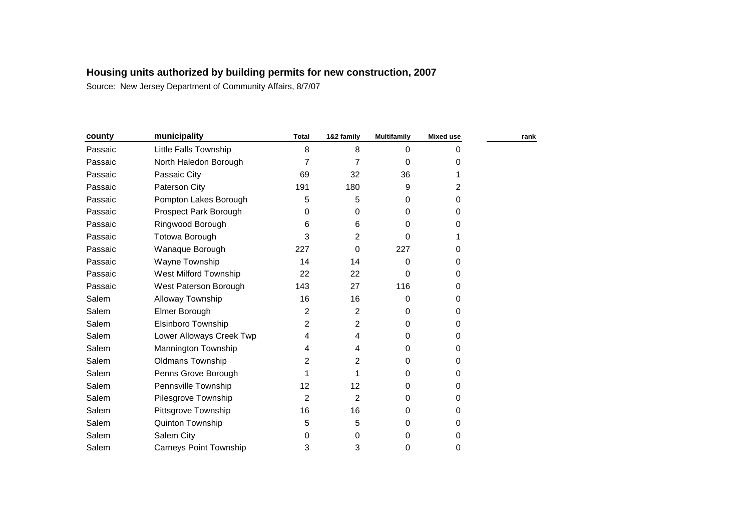## Housing units authorized by building permits for new construction, 2007

Source: New Jersey Department of Community Affairs, 8/7/07

| county | municipality | Total | 1&2 family | Multifamily | Mixed use | rank |
|---|---|---|---|---|---|---|
| Passaic | Little Falls Township | 8 | 8 | 0 | 0 | |
| Passaic | North Haledon Borough | 7 | 7 | 0 | 0 | |
| Passaic | Passaic City | 69 | 32 | 36 | 1 | |
| Passaic | Paterson City | 191 | 180 | 9 | 2 | |
| Passaic | Pompton Lakes Borough | 5 | 5 | 0 | 0 | |
| Passaic | Prospect Park Borough | 0 | 0 | 0 | 0 | |
| Passaic | Ringwood Borough | 6 | 6 | 0 | 0 | |
| Passaic | Totowa Borough | 3 | 2 | 0 | 1 | |
| Passaic | Wanaque Borough | 227 | 0 | 227 | 0 | |
| Passaic | Wayne Township | 14 | 14 | 0 | 0 | |
| Passaic | West Milford Township | 22 | 22 | 0 | 0 | |
| Passaic | West Paterson Borough | 143 | 27 | 116 | 0 | |
| Salem | Alloway Township | 16 | 16 | 0 | 0 | |
| Salem | Elmer Borough | 2 | 2 | 0 | 0 | |
| Salem | Elsinboro Township | 2 | 2 | 0 | 0 | |
| Salem | Lower Alloways Creek Twp | 4 | 4 | 0 | 0 | |
| Salem | Mannington Township | 4 | 4 | 0 | 0 | |
| Salem | Oldmans Township | 2 | 2 | 0 | 0 | |
| Salem | Penns Grove Borough | 1 | 1 | 0 | 0 | |
| Salem | Pennsville Township | 12 | 12 | 0 | 0 | |
| Salem | Pilesgrove Township | 2 | 2 | 0 | 0 | |
| Salem | Pittsgrove Township | 16 | 16 | 0 | 0 | |
| Salem | Quinton Township | 5 | 5 | 0 | 0 | |
| Salem | Salem City | 0 | 0 | 0 | 0 | |
| Salem | Carneys Point Township | 3 | 3 | 0 | 0 | |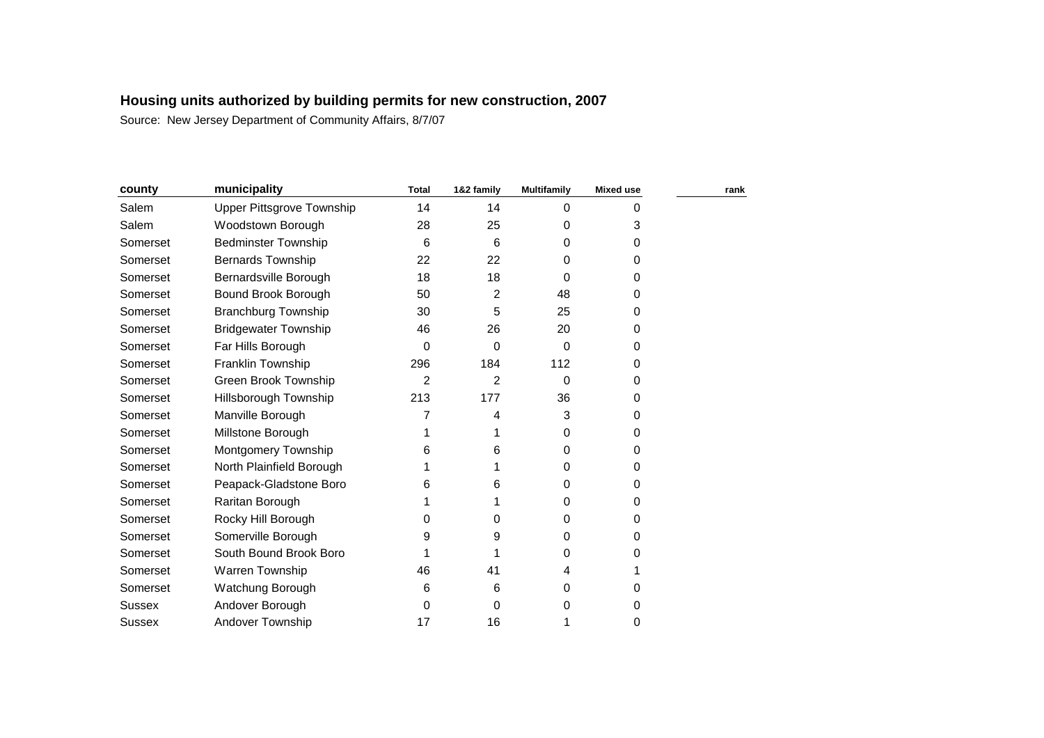## Housing units authorized by building permits for new construction, 2007

Source: New Jersey Department of Community Affairs, 8/7/07

| county | municipality | Total | 1&2 family | Multifamily | Mixed use | rank |
|---|---|---|---|---|---|---|
| Salem | Upper Pittsgrove Township | 14 | 14 | 0 | 0 | |
| Salem | Woodstown Borough | 28 | 25 | 0 | 3 | |
| Somerset | Bedminster Township | 6 | 6 | 0 | 0 | |
| Somerset | Bernards Township | 22 | 22 | 0 | 0 | |
| Somerset | Bernardsville Borough | 18 | 18 | 0 | 0 | |
| Somerset | Bound Brook Borough | 50 | 2 | 48 | 0 | |
| Somerset | Branchburg Township | 30 | 5 | 25 | 0 | |
| Somerset | Bridgewater Township | 46 | 26 | 20 | 0 | |
| Somerset | Far Hills Borough | 0 | 0 | 0 | 0 | |
| Somerset | Franklin Township | 296 | 184 | 112 | 0 | |
| Somerset | Green Brook Township | 2 | 2 | 0 | 0 | |
| Somerset | Hillsborough Township | 213 | 177 | 36 | 0 | |
| Somerset | Manville Borough | 7 | 4 | 3 | 0 | |
| Somerset | Millstone Borough | 1 | 1 | 0 | 0 | |
| Somerset | Montgomery Township | 6 | 6 | 0 | 0 | |
| Somerset | North Plainfield Borough | 1 | 1 | 0 | 0 | |
| Somerset | Peapack-Gladstone Boro | 6 | 6 | 0 | 0 | |
| Somerset | Raritan Borough | 1 | 1 | 0 | 0 | |
| Somerset | Rocky Hill Borough | 0 | 0 | 0 | 0 | |
| Somerset | Somerville Borough | 9 | 9 | 0 | 0 | |
| Somerset | South Bound Brook Boro | 1 | 1 | 0 | 0 | |
| Somerset | Warren Township | 46 | 41 | 4 | 1 | |
| Somerset | Watchung Borough | 6 | 6 | 0 | 0 | |
| Sussex | Andover Borough | 0 | 0 | 0 | 0 | |
| Sussex | Andover Township | 17 | 16 | 1 | 0 | |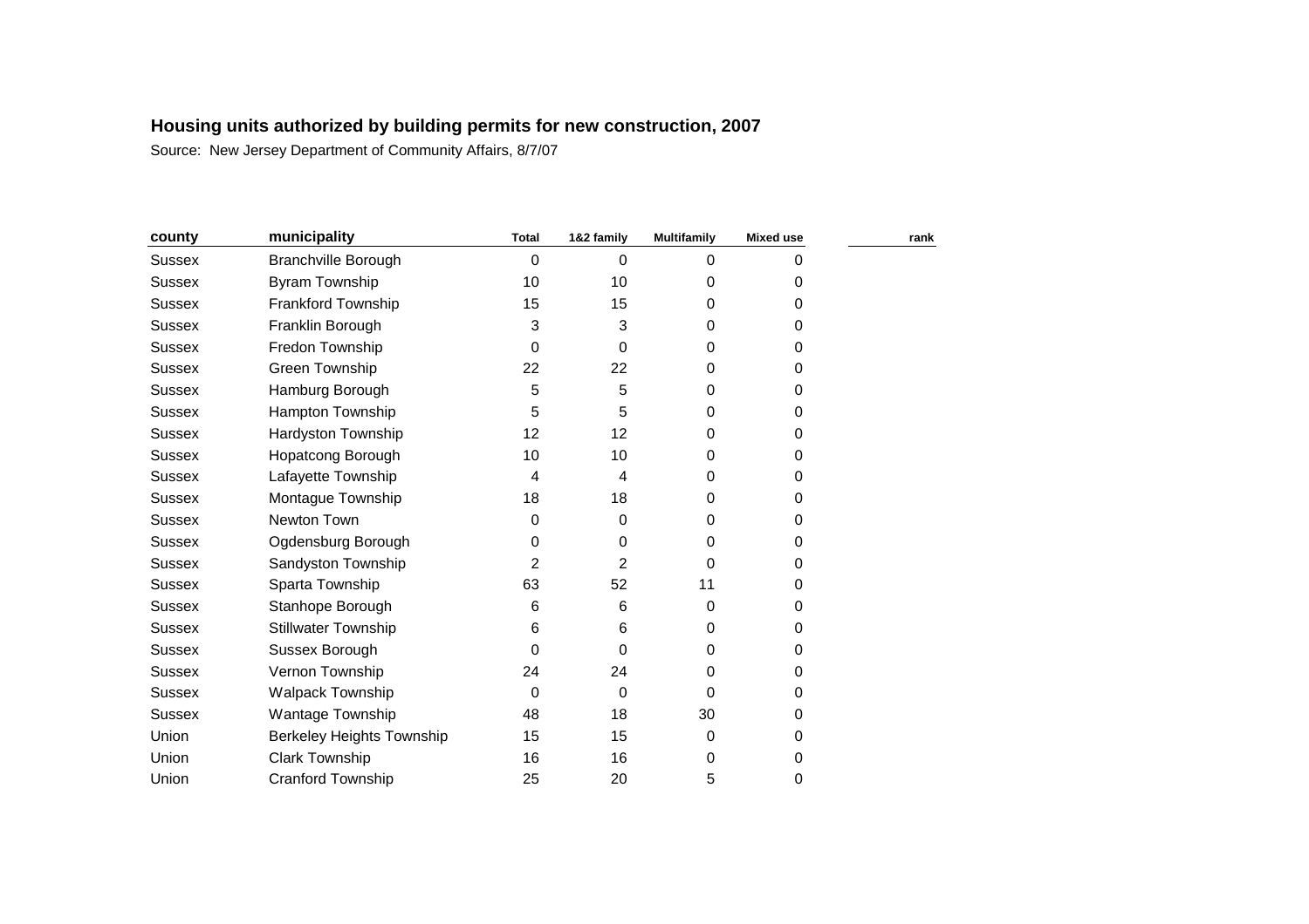**Housing units authorized by building permits for new construction, 2007**

Source: New Jersey Department of Community Affairs, 8/7/07

| county | municipality | Total | 1&2 family | Multifamily | Mixed use | rank |
|---|---|---|---|---|---|---|
| Sussex | Branchville Borough | 0 | 0 | 0 | 0 | |
| Sussex | Byram Township | 10 | 10 | 0 | 0 | |
| Sussex | Frankford Township | 15 | 15 | 0 | 0 | |
| Sussex | Franklin Borough | 3 | 3 | 0 | 0 | |
| Sussex | Fredon Township | 0 | 0 | 0 | 0 | |
| Sussex | Green Township | 22 | 22 | 0 | 0 | |
| Sussex | Hamburg Borough | 5 | 5 | 0 | 0 | |
| Sussex | Hampton Township | 5 | 5 | 0 | 0 | |
| Sussex | Hardyston Township | 12 | 12 | 0 | 0 | |
| Sussex | Hopatcong Borough | 10 | 10 | 0 | 0 | |
| Sussex | Lafayette Township | 4 | 4 | 0 | 0 | |
| Sussex | Montague Township | 18 | 18 | 0 | 0 | |
| Sussex | Newton Town | 0 | 0 | 0 | 0 | |
| Sussex | Ogdensburg Borough | 0 | 0 | 0 | 0 | |
| Sussex | Sandyston Township | 2 | 2 | 0 | 0 | |
| Sussex | Sparta Township | 63 | 52 | 11 | 0 | |
| Sussex | Stanhope Borough | 6 | 6 | 0 | 0 | |
| Sussex | Stillwater Township | 6 | 6 | 0 | 0 | |
| Sussex | Sussex Borough | 0 | 0 | 0 | 0 | |
| Sussex | Vernon Township | 24 | 24 | 0 | 0 | |
| Sussex | Walpack Township | 0 | 0 | 0 | 0 | |
| Sussex | Wantage Township | 48 | 18 | 30 | 0 | |
| Union | Berkeley Heights Township | 15 | 15 | 0 | 0 | |
| Union | Clark Township | 16 | 16 | 0 | 0 | |
| Union | Cranford Township | 25 | 20 | 5 | 0 | |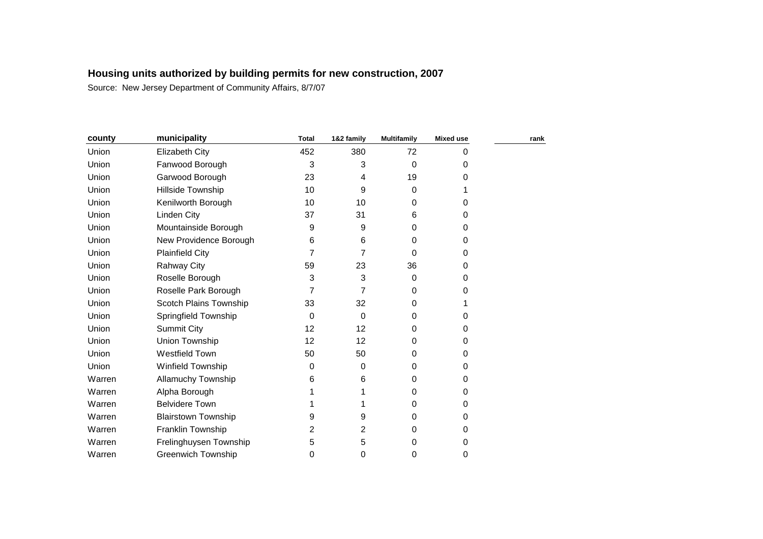# Housing units authorized by building permits for new construction, 2007

Source: New Jersey Department of Community Affairs, 8/7/07

| county | municipality | Total | 1&2 family | Multifamily | Mixed use | rank |
|---|---|---|---|---|---|---|
| Union | Elizabeth City | 452 | 380 | 72 | 0 | |
| Union | Fanwood Borough | 3 | 3 | 0 | 0 | |
| Union | Garwood Borough | 23 | 4 | 19 | 0 | |
| Union | Hillside Township | 10 | 9 | 0 | 1 | |
| Union | Kenilworth Borough | 10 | 10 | 0 | 0 | |
| Union | Linden City | 37 | 31 | 6 | 0 | |
| Union | Mountainside Borough | 9 | 9 | 0 | 0 | |
| Union | New Providence Borough | 6 | 6 | 0 | 0 | |
| Union | Plainfield City | 7 | 7 | 0 | 0 | |
| Union | Rahway City | 59 | 23 | 36 | 0 | |
| Union | Roselle Borough | 3 | 3 | 0 | 0 | |
| Union | Roselle Park Borough | 7 | 7 | 0 | 0 | |
| Union | Scotch Plains Township | 33 | 32 | 0 | 1 | |
| Union | Springfield Township | 0 | 0 | 0 | 0 | |
| Union | Summit City | 12 | 12 | 0 | 0 | |
| Union | Union Township | 12 | 12 | 0 | 0 | |
| Union | Westfield Town | 50 | 50 | 0 | 0 | |
| Union | Winfield Township | 0 | 0 | 0 | 0 | |
| Warren | Allamuchy Township | 6 | 6 | 0 | 0 | |
| Warren | Alpha Borough | 1 | 1 | 0 | 0 | |
| Warren | Belvidere Town | 1 | 1 | 0 | 0 | |
| Warren | Blairstown Township | 9 | 9 | 0 | 0 | |
| Warren | Franklin Township | 2 | 2 | 0 | 0 | |
| Warren | Frelinghuysen Township | 5 | 5 | 0 | 0 | |
| Warren | Greenwich Township | 0 | 0 | 0 | 0 | |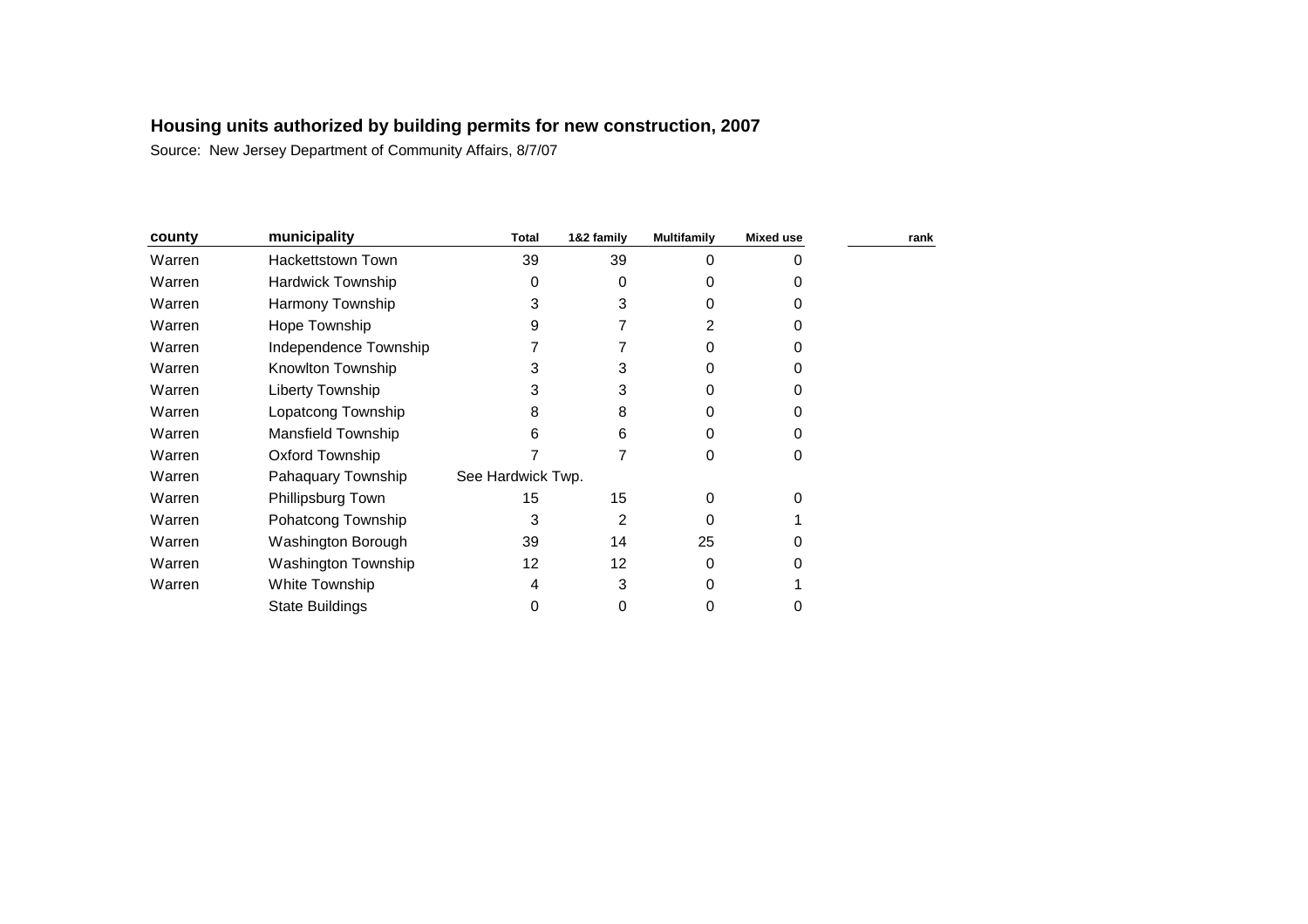**Housing units authorized by building permits for new construction, 2007**

Source: New Jersey Department of Community Affairs, 8/7/07

| county | municipality | Total | 1&2 family | Multifamily | Mixed use | rank |
|---|---|---|---|---|---|---|
| Warren | Hackettstown Town | 39 | 39 | 0 | 0 | |
| Warren | Hardwick Township | 0 | 0 | 0 | 0 | |
| Warren | Harmony Township | 3 | 3 | 0 | 0 | |
| Warren | Hope Township | 9 | 7 | 2 | 0 | |
| Warren | Independence Township | 7 | 7 | 0 | 0 | |
| Warren | Knowlton Township | 3 | 3 | 0 | 0 | |
| Warren | Liberty Township | 3 | 3 | 0 | 0 | |
| Warren | Lopatcong Township | 8 | 8 | 0 | 0 | |
| Warren | Mansfield Township | 6 | 6 | 0 | 0 | |
| Warren | Oxford Township | 7 | 7 | 0 | 0 | |
| Warren | Pahaquary Township | See Hardwick Twp. | | | | |
| Warren | Phillipsburg Town | 15 | 15 | 0 | 0 | |
| Warren | Pohatcong Township | 3 | 2 | 0 | 1 | |
| Warren | Washington Borough | 39 | 14 | 25 | 0 | |
| Warren | Washington Township | 12 | 12 | 0 | 0 | |
| Warren | White Township | 4 | 3 | 0 | 1 | |
| | State Buildings | 0 | 0 | 0 | 0 | |